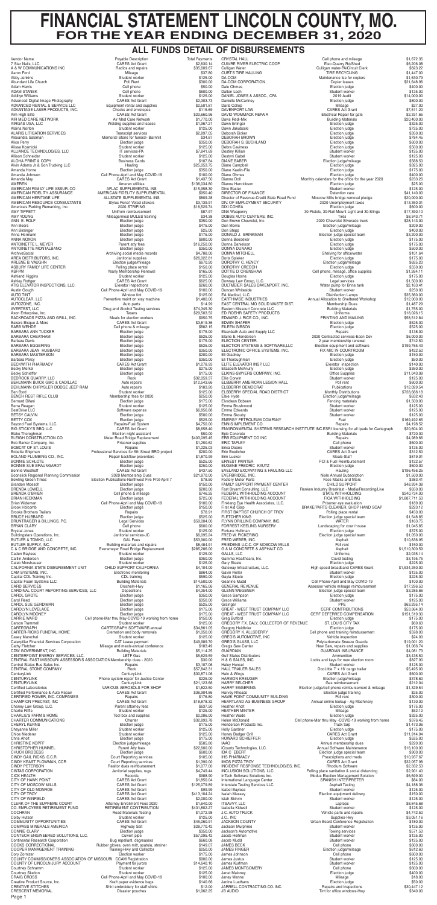# FINANCIAL STATEMENT LINCOLN COUNTY, MO.
## FOR THE YEAR ENDING DECEMBER 31, 2020

### ALL FUNDS DETAIL OF DISBURSEMENTS

| Vendor Name | Payable Description | Total Payments |
|---|---|---|
| 7 Star Nails, LLC. | CARES Act Grant | $2,630.14 |
| A & W COMMUNICATIONS INC | Radios and repairs | $35,609.67 |
| Aaron Ford | Mileage | $37.80 |
| Abby Jenkins | Student worker | $125.00 |
| Abundant Life Church | Poll Rent | $300.00 |
| Adam Harris | Cell phone | $50.00 |
| ADAM STANEK | Cell phone | $600.00 |
| Addilyn Williams | Student worker | $125.00 |
| Advanced Digital Image Photography | CARES Act Grant | $2,303.73 |
| ADVANCED RENTAL & SERVICE LLC | Equipment rental and supplies | $2,501.87 |
| ADVANTAGE LASER PRODUCTS, INC. | Checks and envelopes | $115.69 |
| Aim High Elite | CARES Act Grant | $20,660.96 |
| AIR MED CARE NETWORK | Air Med Care Network | $1,770.00 |
| AIRGAS USA, LLC | Welding supplies and leases | $1,967.21 |
| Alaina Norton | Student worker | $125.00 |
| ALARIS LITIGATION SERVICES | Transcript services | $2,897.05 |
| Alexandra Salsman | Memorial Stone for funeral- Barnhill | $34.87 |
| Alice Perry | Election judge | $350.00 |
| Alissa Kosmicki | Student worker | $125.00 |
| ALLIANCE TECHNOLOGIES, LLC | IT services-PA | $7,841.69 |
| Allison Schneider | Student worker | $125.00 |
| ALOHA PRINT & COPY | Business Cards | $107.84 |
| Alvin Adams Jr & Son Trucking LLC | Hauling | $25,053.75 |
| Amanda Horne | Election judge | $350.00 |
| Amanda Johnson | Cell Phone-April and May COVID-19 | $100.00 |
| Amanda May | CARES Act Grant | $1,437.50 |
| AMEREN | Ameren utilities | $136,034.80 |
| AMERICAN FAMILY LIFE ASSUR. CO | AFLAC SUPPLEMENTAL INS | $15,958.30 |
| AMERICAN FIDELITY ASSURANCE | AMERICAN FIDELITY SUPPLEMENTAL | $950.40 |
| AMERICAN HERITAGE LIFE | ALLSTATE SUPPLEMENTAL INS | $809.28 |
| AMERICAN RESOURCE CONSULTANTS | Stylus Pencil Voted stickers | $3,139.91 |
| America's Parking Remarking, Inc. | 2020 STRIPING | $16,529.74 |
| AMY TIPPETT | Uniform reimbursement | $87.97 |
| AMY WOOLSEY | Mileage/meal MULES training | $34.38 |
| ANN E. ROLF | Election judge | $350.00 |
| Ann Beers | Election judge | $475.00 |
| Ann Birsinger | Election judge | $25.00 |
| Anna Hermann | Election judge | $175.00 |
| ANNA NOXON | Election judge | $800.00 |
| ANTOINETTE L. MEYER | Parent atty fees | $16,250.00 |
| ANTOINETTE MONTALBANO | Election judge | $350.00 |
| ArchiveSocial | Archiving social media records | $4,788.00 |
| AREA DISTRIBUTORS, INC. | Janitorial supplies | $26,022.81 |
| ARLENE B. VAUGHN | Election judge/mileage | $670.20 |
| ASBURY FAMILY LIFE CENTER | Polling place rental | $150.00 |
| ASFPM | Yearly Membership Renewal | $165.00 |
| Ashland Higgins | Student worker | $125.00 |
| Ashley Rottger | CARES Act Grant | $625.00 |
| ATIS ELEVATOR INSPECTIONS, LLC. | Elevator Inspections | $290.00 |
| Austin Gough | Cell Phone-April and May COVID-19 | $100.00 |
| AUTO TINT | Window tint | $125.00 |
| AUTOCLEAR, LLC | Preventive maint on xray machine | $1,400.00 |
| AUTOZONE, INC. | Auto parts | $14.99 |
| AVERTEST, LLC | Drug and Alcohol Testing services | $74,345.36 |
| Axon Enterprise, Inc. | Tasers | $29,503.52 |
| BACKROADS PIZZA AND GRILL, INC. | Meals for election workers | $950.75 |
| Bakers Bisque & More | CARES Act Grant | $3,819.36 |
| BARB WEHDE | Cell phone & mileage | $882.15 |
| BARBARA ANN TUCKER | Election judge | $175.00 |
| BARBARA CHEATHAM | Election judge | $525.00 |
| Barbara Davis | Election judge | $175.00 |
| BARBARA EGGERING | Election judge | $525.00 |
| BARBARA JEAN HUBBARD | Election judge | $350.00 |
| BARBARA MASTERSON | Election judge | $200.00 |
| Barbara Percy | Election judge | $350.00 |
| BECKWITH PHARMACY | CARES Act Grant | $1,278.93 |
| Becky Merkel | Election judge | $275.00 |
| Becky Schieffer | Election judge | $175.00 |
| BEDROCK QUARRY, LLC | Rock | $32,059.37 |
| BEHLMANN BUICK GMC & CADILLAC | Auto repairs | $12,543.66 |
| BEHLMANN CHRYSLER DODGE JEEP RAM | Auto repairs | $183.20 |
| Ben Byrd | Student worker | $125.00 |
| BENCH REST RIFLE CLUB | Membership fees for 2020 | $250.00 |
| Bernard Difani | Election judge | $175.00 |
| Berra Reagan | Student worker | $125.00 |
| BestDrive LLC | Software expense | $6,856.88 |
| BETSY CALVIN | Election judge | $500.00 |
| BETTY COX | Election judge | $525.00 |
| Beyond Fuel Systems, LLC. | Repairs-Fuel System | $4,750.00 |
| BIG STICKY'S BBQ LLC | CARES Act Grant | $8,658.40 |
| Blake Thoroghman | Election night assistant | $50.00 |
| BLEIGH CONSTRUCTION CO. | Meier Road Bridge Replacement | $403,095.45 |
| Bob Barker Company, Inc. | Prisoner supplies | $1,250.62 |
| BOBCAT OF ST. LOUIS | Repairs | $1,225.03 |
| Bobette Shipman | Professional Services for 5th Street BRO project | $200.00 |
| BOLAND PLUMBING CO., INC. | Repair backflow preventers | $1,870.99 |
| BONNIE SCHLOTE | Election judge | $525.00 |
| BONNIE SUE BRAUNGARDT | Election judge | $250.00 |
| Bonnie Westhoff | CARES Act Grant | $437.50 |
| Boonslick Regional Planning Commission | 2020 Membership Dues | $21,870.00 |
| Bowling Green Times | Election Publications-Northwest Fire Prot-April 7 | $78.50 |
| Brandon Moesch | Election judge | $150.00 |
| BRENDA LOWELL | Election judge | $200.00 |
| BRENDA O'BRIEN | Cell phone & mileage | $746.25 |
| BRIAN HECKMAN | Election judge | $725.00 |
| Brian Wideman | Cell Phone-April and May COVID-19 | $100.00 |
| Brook Holcomb | Election judge | $150.00 |
| Brooks Brothers Trailers | Repairs | $78.91 |
| BRUCE HUBBARD | Election judge | $525.00 |
| BRUNTRAGER & BILLINGS, P.C. | Legal Services | $59,004.00 |
| BRYAN CLARY | Cell phone | $600.00 |
| Brystal Jones | Student worker | $125.00 |
| Buildingstars Operations, Inc. | Janitorial services-JC | $6,095.24 |
| BURTON & TOMKO, LLC | GAL Fees | $53,900.00 |
| BUTLER SUPPLY, INC. | Building materials and repairs | $8,484.91 |
| C & C BRIDGE AND CONCRETE, INC. | Eversmeyer Road Bridge Replacement | $285,286.00 |
| Caden Bayless | Student worker | $125.00 |
| Caitlin Anderson | Election judge | $350.00 |
| Caleb Morshauser | Student worker | $125.00 |
| CALIFORNIA STATE DISBURSEMENT UNIT | CHILD SUPPORT CALIFORNIA | $4,104.00 |
| CAM SYSTEMS, INC. | Electronic monitoring | $864.00 |
| Capital CDL Training Inc. | CDL training | $590.00 |
| Capital Foam Systems LLC. | Building Materials | $14,500.00 |
| CARD SERVICES | Orscheln-Hwy | $1,165.06 |
| CARDINAL COURT REPORTING SERVICES, LLC | Depositions | $4,354.00 |
| CAROL GROTE | Election judge | $350.00 |
| Carol Reed | Election judge | $350.00 |
| CAROL SUE GERDIMAN | Election judge | $525.00 |
| CAROLYN LOVELACE | Election judge | $175.00 |
| CAROLYN MOONEY | Election judge | $175.00 |
| CARRIE WARD | Cell phone-Mar thru May-COVID-19 working from home | $150.00 |
| Carson Trammell | Student worker | $125.00 |
| CARTEGRAPH | CARTEGRAPH SOFTWARE-annual | $34,861.05 |
| CARTER-RICKS FUNERAL HOME | Cremation and body removals | $1,050.00 |
| Casey Marechal | Student worker | $125.00 |
| Caterpillar Financial Services Corporation | CAT Lease payment | $49,969.70 |
| Cathy Fletcher | Mileage and meals-annual conference | $183.49 |
| CDW GOVERNMENT, INC. | Building Materials | $5,114.25 |
| CENTERPOINT ENERGY SERVICES, LLC. | LETF Gas | $5,629.59 |
| CENTRAL EAST MISSOURI ASSESSOR'S ASSOCIATION | Membership dues - 2020 | $30.00 |
| Central States Bus Sales Inc. | Repairs | $3,107.06 |
| CENTRAL STONE COMPANY | Rock | $57,842.31 |
| CenturyLink | CenturyLink | $30,871.06 |
| CENTURYLINK | Phone system repair for Justice Center | $225.00 |
| CENTURYLINK | CenturyLink | $21,123.66 |
| Certified Laboratories | VARIOUS AEROSOLS FOR SHOP | $1,822.50 |
| Certified Performance & Auto Repair | CARES Act Grant | $36,934.86 |
| CERTIFIED POWER, INC. COMPANIES | Repairs | $176.80 |
| CHAMPION PRECAST, INC | CARES Act Grant | $18,878.32 |
| Chaney Law Group, LLC. | Parent attorney fees | $637.50 |
| Charlie Riffle | Student worker | $125.00 |
| CHARLIE'S FARM & HOME | Tool box and supplies | $2,086.00 |
| CHARTER COMMUNICATIONS | Charter | $32,893.78 |
| CHERYL KERNS | Election judge | $175.00 |
| Cheyanne Miller | Student worker | $125.00 |
| Chloe Niederer | Student worker | $125.00 |
| Chris Aholt | Election judge | $175.00 |
| CHRISTINE KOPFF | Election judge/mileage | $585.80 |
| CHRISTOPHER HUMMEL | Parent Atty fees | $22,600.00 |
| CHUCK BRODESS | Election judge | $600.00 |
| CINDY GAIL RICKS, C.C.R. | Court Reporting services | $105.00 |
| CINDY KEAST PLOWMAN, CCR | Court Reporting services | $1,390.00 |
| CINDY PETERSON | Realtor dues reimbursement | $1,077.00 |
| CINTAS CORPORATION | Janitorial supplies, rugs | $4,749.44 |
| CIOX HEALTH | Records | $368.90 |
| CITY OF HAWK POINT | CARES Act Grant | $1,850.04 |
| CITY OF MOSCOW MILLS | CARES Act Grant | $125,079.89 |
| CITY OF OLD MONROE | CARES Act Grant | $99.99 |
| CITY OF TROY | CARES Act Grant | $413,104.24 |
| CITY OF WINFIELD | CARES Act Grant | $2,000.00 |
| CLERK OF THE SUPREME COURT | Attorney Enrollment Fees 2020 | $1,640.00 |
| CO. EMPLOYEES RETIREMENT FUND | RETIREMENT CONTRIBUTION | $431,802.27 |
| COCHRAN | Road Materials Testing | $1,072.98 |
| Colby Hudson | Student worker | $125.00 |
| COMMUNITY OPPORTUNITIES | CARES Act Grant | $45,060.91 |
| COMPASS MINERALS AMERICA | Highway Salt | $28,770.42 |
| CONNIE CLARY | Election judge | $350.00 |
| CONTECH ENGINEERED SOLUTIONS, LLC. | Culvert pipe | $57,095.42 |
| Continental Research Corporation | Bug repellant, degreasers | $660.08 |
| COOKS CORRECTIONAL | Rubber gloves, oven mitt, spatula, strainer | $149.07 |
| COOPER MANAGEMENT TRAINING | Training-Hwy and Collector | $250.00 |
| Cory Zornizer | Election worker | $175.00 |
| COUNTY COMMISSIONERS ASSOCIATION OF MISSOURI | CCAM Registration | $900.00 |
| COUNTY OF LINCOLN JURY ACCOUNT | Payment for jurors | $14,640.10 |
| Courtney Schramm | Student worker | $125.00 |
| Courtney Skelton | Student worker | $125.00 |
| CRAIG CROSS | Cell Phone-April and May COVID-19 | $100.00 |
| Creative Product Source, Inc. | Kraft paper evidence bags | $140.66 |
| CREATIVE STITCHES | Shirt embroidery for staff shirts | $12.00 |
| CRESCENT MEMORIAL | Disaster pouches | $1,362.25 |
| CRYSTAL HALL | Cell phone and mileage | $1,672.35 |
| CUIVRE RIVER ELECTRIC COOP. | Elec-Quarry Rd/Shed | $6,206.08 |
| Culligan Water | Culligan water-PA/Circuit Clerk | $823.22 |
| CURT'S TIRE HAULING | TIRE RECYCLING | $1,447.00 |
| DA-COM | Maintenance fee for copiers | $1,630.79 |
| DA-COM CORPORATION | Copier leases | $21,648.96 |
| Dale Ohmes | Election judge | $400.00 |
| Dalton Losh | Student worker | $125.00 |
| DANIEL JONES & ASSOC., CPA | 2019 Audit | $14,000.00 |
| Danielle McCarty | Election judge | $800.00 |
| Darla Coltop | Mileage | $27.00 |
| DAVENPORT LAW | CARES Act Grant | $7,511.20 |
| DAVID WOMMACK REPAIR | Electrical Repair for gate | $2,331.65 |
| Davis Redi-Mix | Building Materials | $20,400.00 |
| Dawn Eilinger | Election judge | $325.00 |
| Dawn Jakuboski | Election judge | $725.00 |
| Deborah Bicker | Election judge | $350.00 |
| DEBORAH BROWN | Election judge | $784.45 |
| DEBORAH S. BUCHLAND | Election judge | $600.00 |
| Debra Caviness | Election judge | $500.00 |
| Destiny Killian | Student worker | $125.00 |
| Destyni Gabel | Student worker | $125.00 |
| DIANE BABER | Election judge/mileage | $588.50 |
| Diane Campbell | Election judge | $325.00 |
| Diane Keelin-File | Election judge | $175.00 |
| Diane Ohmes | Election judge | $400.00 |
| Dianne Doll | Monthly calendars for the office for the year 2020 | $233.26 |
| Dianne Henrickson | Election judge | $25.00 |
| Dina Easter | Student worker | $125.00 |
| DIRECTOR OF FINANCE | Detention care | $41,140.00 |
| Director of Revenue-Credit State Road Fund | Moscow Mills bridge removal pledge | $20,000.00 |
| DIV. OF EMPLOYMENT SECURITY | 2020 Unemployment taxes | $13,350.31 |
| DIXI COHEA | Election judge | $600.00 |
| DNA Weaponry | 30-Pistols, 30-Rail Mount Light and 30-Slings | $17,390.10 |
| DOBBS AUTO CENTERS, INC. | Tires | $8,343.71 |
| Don Brown Chevrolet, Inc. | 2020 Chevrolet Silverado truck | $28,143.00 |
| Don Morris | Election judge/mileage | $209.00 |
| Don Stepp | Election judge | $400.00 |
| DONALD J. BRINKMAN | Election judge special team | $3,200.00 |
| Donna Boedeker | Election judge | $175.00 |
| Donna Danielson | Election judge | $175.00 |
| DONNA DUNARD | Election judge | $500.00 |
| DONNA MITCHELL | Shelving for office/water | $101.64 |
| Doris Spieker | Election judge | $175.00 |
| DOROTHY C. HENCY | Election judge/mileage | $625.20 |
| DOROTHY CREECH | Election judge | $550.00 |
| DOTTIE D. CRENSHAW | Cell phone, mileage, office supplies | $1,264.11 |
| Douglas Helms | Election judge | $175.00 |
| Downey Law Group, LLC. | Legal services | $1,500.00 |
| DULTMEIER SALES DAVENPORT, INC. | Water pump for Brine tank | $2,163.41 |
| Duncan Whiteside | Student worker | $250.00 |
| EA Medical, LLC | Disinfection Lamps | $35,360.00 |
| EARTHWISE INDUSTRIES | Annual Allocation to Sheltered Workshop | $12,000.00 |
| EAST CENTRAL MO SOLID WASTE DIST. | Membership Dues | $1,487.29 |
| Eastern Missouri Concrete LLC | Building Materials | $1,755.00 |
| ED. ROEHR SAFETY PRODUCTS | Uniforms | $18,026.15 |
| EDWARD J. RICE CO., INC. | PRINTING AND MAILING | $58,512.84 |
| EDWIN SHAFER | Election judge | $525.00 |
| EILEEN GIBSON | Election judge | $525.00 |
| Eisenbath Auto and Supply LLC | Repairs | $138.00 |
| Elaine E. Henderson | 2020 Contracted services-Econ Dev | $6,000.00 |
| ELECTION CENTER | 2 year membership renewal | $742.50 |
| ELECTION SYSTEMS & SOFTWARE,LLC | Election equipment and software | $199,765.43 |
| ELECTRONIC OFFICE SYSTEMS, INC. | FIX MIC IN COURTROOM | $422.50 |
| Eli Gladney | Election judge | $150.00 |
| Eli Thoroughman | Election judge | $50.00 |
| ELITE ELEVATOR INSP. LLC | Elevator inspection | $140.00 |
| Elizabeth McAnulty | Election judge | $350.00 |
| ELKINS-SWYERS COMPANY, INC. | Office Supplies | $11,043.08 |
| Ellie Corwin | Student worker | $125.00 |
| ELSBERRY AMERICAN LEGION HALL | Poll rent | $600.00 |
| ELSBERRY DEMOCRAT | Publications | $12,029.54 |
| ELSBERRY SPECIAL ROAD DISTRICT | Monthly Distributions | $728,688.18 |
| Elsie Hyde | Election judge/mileage | $632.40 |
| Elvadean Bobeen | Fencing materials | $1,500.00 |
| Emma Brushwood | Student worker | $125.00 |
| Emma Edwards | Student worker | $125.00 |
| Emma Skouby | Student worker | $125.00 |
| ENERGY PETROLEUM COMPANY | Fuel | $169,492.65 |
| ENNIS IMPLEMENT CO. | Repairs | $4,198.52 |
| ENVIRONMENTAL SYSTEMS RESEARCH INSTITUTE INC. | ESRI licensing for all ipads for Cartegraph | $20,604.00 |
| Epic Concrete | Building Materials | $720.00 |
| ERB EQUIPMENT CO INC | Repairs | $4,989.86 |
| ERIC TAPLEY | Cell phone | $600.00 |
| Erica Doane | Student worker | $125.00 |
| Erin Boettcher | CARES Act Grant | $312.50 |
| Erin Lueker | Meals-Staff | $819.01 |
| ERNEST PAINTER | FOI & Fuel Reimbursement | $122.57 |
| EUGENE FREDRIC KAUTZ | Election judge | $600.00 |
| EVELAND EXCAVATING & HAULING LLC | Hauling | $196,456.25 |
| EVERBRIDGE, INC. | Nixle Annual Subscription | $1,500.00 |
| Factory Motor Parts | Face Masks and filters | $383.41 |
| FAMILY SUPPORT PAYMENT CENTER | CHILD SUPPORT | $48,934.38 |
| Fast Bryant Consulting, LLC | Ranken Industry Breakfast - Media/Recording/Live | $650.00 |
| FEDERAL WITHHOLDING ACCOUNT | STATE WITHHOLDING | $240,734.00 |
| FEDERAL WITHHOLDING ACCOUNT | FICA WITHHOLDING | $1,887,711.50 |
| Finklang Eye Health Associates, LLC. | Prisoner eye evaluation | $189.00 |
| Fink Card Corp | BRAKE/PARTS CLEANER, SHOP HAND SOAP | $223.12 |
| FIRST BAPTIST CHURCH OF TROY | Polling place rental | $450.00 |
| FLETCHER KING | Election judge special team | $1,548.85 |
| FLYNN DRILLING COMPANY, INC. | WATER | $163.75 |
| FORREST KEELING NURSERY | Landscaping for court house | $1,045.85 |
| Fortune Hoffman | Election judge | $375.00 |
| FRED W. PICKERING | Election judge special team | $1,050.00 |
| FRED WEBER, INC. | Asphalt | $10,836.95 |
| FRIEDENS U.C.C. OF MOSCOW MILLS | Poll rent | $150.00 |
| G & M CONCRETE & ASPHALT CO. | Asphalt | $1,510,300.59 |
| GALLS, LLC | Uniforms | $2,035.14 |
| Gamma Healthcare, Inc. | Covid testing | $3,195.75 |
| Gary Steele | Election judge | $225.00 |
| Gateway Infrastructure, LLC. | High speed broadband CARES Grant | $1,534,250.00 |
| Gavin Reiter | Student worker | $125.00 |
| Gayla Steele | Election judge | $225.00 |
| Geanine Mudd | Cell Phone-April and May COVID-19 | $100.00 |
| GENERAL REVENUE | Assessor vehicle mileage reimbursement | $17,296.50 |
| GLENN WEGENER | Election judge special team | $3,285.66 |
| Grace Sampson | Election judge | $175.00 |
| Grace Williams | Student worker | $125.00 |
| Grainger | PPE | $63,295.14 |
| GREAT - WEST TRUST COMPANY LLC | CERF CONTRIBUTIONS | $53,364.93 |
| GREAT - WEST TRUST COMPANY LLC | CERF DEFERRED COMPENSATION | $151,519.30 |
| Greg Bufford | Election judge | $175.00 |
| GREGORY F.X. DALY, COLLECTOR OF REVENUE | ST. LOUIS CITY TAX | $69.63 |
| Gregory Heidbrier | Election judge | $175.00 |
| GREGORY K. ALLSBERRY | Cell phone and training reimbursement | $598.00 |
| GREG'S AUTOMOTIVE, INC | Vehicle inspection | $24.00 |
| GREG'S GLASS, LLC | Polycarbonate Sneeze Guards | $19,001.20 |
| Greg's Saw Center | New Saw, repairs and supplies | $1,066.74 |
| GUARDIAN | GUARDIAN INSURANCE | $4,081.73 |
| Gulf States Distributors | Ammunition | $3,455.50 |
| H & G SALES, INC. | Locks and keys for new election room | $827.90 |
| Haley Hunsel | Student worker | $125.00 |
| HALL TRAILER SALES | DooLittle 7' x 16' cargo trailer | $5,495.00 |
| Halo & Wings | CARES Act Grant | $600.00 |
| HARMON KREUGER | Election judge/mileage | $378.60 |
| HARRY BELCHER | Gas reimbursement | $212.04 |
| HARRY EGGERING | Election judge/cell phone reimbursement & mileage | $1,329.54 |
| Harvey Rhoads | Election judge training | $25.00 |
| HAWK POINT COMMUNITY BUILDING | Poll rent | $300.00 |
| HEARTLAND AG-BUSINESS GROUP | Annual online lookup - Ag Machinery | $130.00 |
| Heather Aholt | Election judge | $175.00 |
| HEATHER MINTER | Mileage | $52.12 |
| Heather Wade | Election judge | $325.00 |
| Helen McDonald | Cell phone-Mar thru May -COVID-19 working from home | $376.45 |
| Henderson Products Inc. | Truck tarp | $1,473.06 |
| Holly Gardner | Election judge | $175.00 |
| Honey Badger Grill | CARES Act Grant | $11,914.94 |
| HOWARD SCHIEFFER | Election judge | $525.00 |
| IAAO | Annual membership dues | $220.00 |
| iCounty Technologies, LLC. | Annual Software Maintenance | $16,100.00 |
| IDA C. EBERT | Election judge special team | $900.00 |
| IHS PHARMACY | Prescriptions and meds | $10,937.67 |
| IMOS PIZZA TROY | CARES Act Grant | $32,057.98 |
| INCIDENT RESPONSE TECHNOLOGIES, INC. | Rhodium Software | $2,332.53 |
| INCLUSION SOLUTIONS, LLC | Polling place sanitation & social distancing | $2,901.40 |
| InTech Software Solutions Inc. | Modus Election Management Solution | $6,609.00 |
| International Language Center | SPANISH INTERPRETER | $84.00 |
| Interstate Testing Services LLC | Asphalt Testing | $4,188.36 |
| Isabel Bayless | Student worker | $125.00 |
| Isaiah Massey | Election equipment delivery | $150.00 |
| Isiah Skirvin | Student worker | $125.00 |
| ITSAVVY, LLC | Laptops | $8,845.68 |
| Izabella Kidwell | Student worker | $125.00 |
| J.C. AUTO TRUCK | Vehicle parts and repairs | $4,742.50 |
| J.C., INC | Supplies-Hwy | $3,051.16 |
| JACKSON COUNTY | Urban Board Conference Registration | $180.00 |
| Jackson Murphree | Election judge | $125.00 |
| Jackson's Automotive | Towing services | $571.50 |
| Jacob Heitman | Student worker | $125.00 |
| Jacob Mudd | Student worker | $125.00 |
| JAMES BECK | Cell phone | $600.00 |
| JAMES FINDER | Election judge/mileage | $612.60 |
| James Johnson | Cell phone | $600.00 |
| James Justus | Student worker | $125.00 |
| James Kurfman | Student worker | $125.00 |
| JAMES MONTGOMERY | Cell phone | $600.00 |
| Janet Maloney | Election judge | $400.00 |
| Janey Menne | Mileage | $18.00 |
| Janine Luethans | Election judge | $50.00 |
| JARRELL CONTRACTING CO. INC. | Repairs and Inspections | $30,447.12 |
| JB AUDIO | Tint for office windows-Hwy | $340.00 |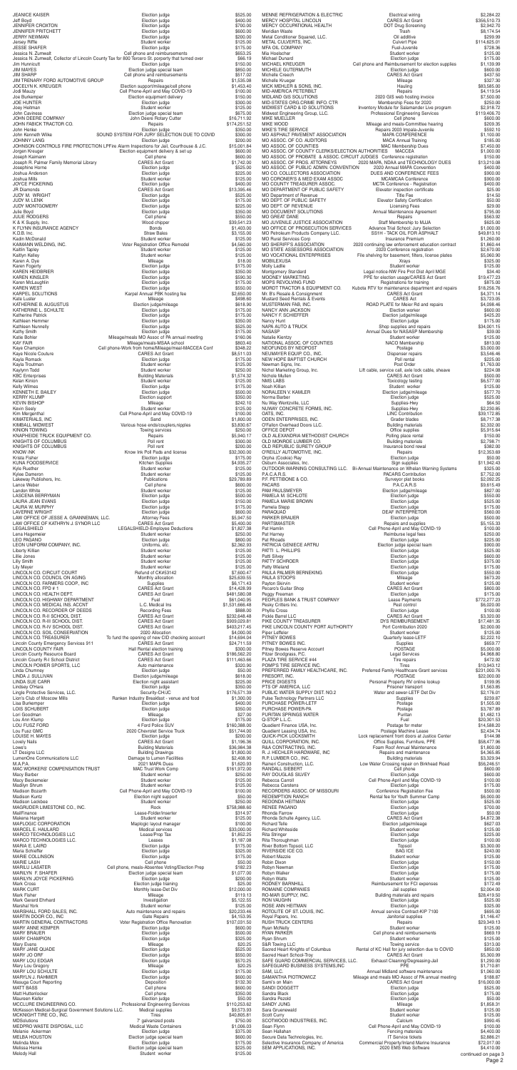| Name | Description | Amount |
|---|---|---|
| JEANICE KAISER | Election judge | $525.00 |
| Jeff Boyd | Election judge | $400.00 |
| JENNIFER CROXTON | Election judge | $700.00 |
| JENNIFER PRITCHETT | Election judge | $600.00 |
| JERRY NEWMAN | Election judge | $200.00 |
| Jersey Riffle | Student worker | $125.00 |
| JESSE SHAFER | Election judge | $175.00 |
| Jessica N. Zumwalt | Cell phone and reimbursements | $653.25 |
| Jessica N. Zumwalt, Collector of Lincoln County Tax for 800 Tercero St. property that turned over | Repair | $66.19 |
| Jim Hunnicutt | Election judge | $150.00 |
| JIM MAYES | Election judge special team | $850.00 |
| JIM SHARP | Cell phone and reimbursements | $517.02 |
| JIM TREANRY FORD AUTOMOTIVE GROUP | Repairs | $1,535.08 |
| JOCELYN K. KREUGER | Election support/mileage/cell phone | $1,453.40 |
| Jodi Mauzy | Cell Phone-April and May COVID-19 | $100.00 |
| Joe Buckner | Election equipment delivery | $150.00 |
| JOE HUNTER | Election judge | $300.00 |
| Joey Helmsin | Student worker | $125.00 |
| John Caviness | Election judge special team | $675.00 |
| JOHN DEERE COMPANY | John Deere Rotary Cutter | $16,711.92 |
| JOHN FABICK TRACTOR CO. | Repairs | $174,251.52 |
| John Henke | Election judge | $350.00 |
| John Kenneth Wilke | SOUND SYSTEM FOR JURY SELECTION DUE TO COVID | $300.00 |
| JOHNNY LANG | Election judge | $200.00 |
| JOHNSON CONTROLS FIRE PROTECTION LP | Fire Alarm Inspections for Jail, Courthouse & J.C. | $15,001.84 |
| Jorgen Kreuger | Election equipment delivery & set up | $600.00 |
| Joseph Kaimann | Cell phone | $600.00 |
| Joseph R. Palmer Family Memorial Library | CARES Act Grant | $1,742.00 |
| Josephine Horne | Election judge | $625.00 |
| Joshua Anderson | Election judge | $225.00 |
| Joshua Mills | Student worker | $125.00 |
| JOYCE PICKERING | Election judge | $400.00 |
| JR Diamonds | CARES Act Grant | $13,395.46 |
| JUDY M. WRIGHT | Election judge | $525.00 |
| JUDY M. LENK | Election judge | $175.00 |
| JUDY MONTGOMERY | Election judge | $225.00 |
| Julie Boyd | Election judge | $350.00 |
| JULIE RODGERS | Cell phone | $550.00 |
| K & K Supply, Inc. | Wood chipper | $39,541.23 |
| K FLYNN INSURANCE AGENCY | Student | $1,403.00 |
| K.D.B. Inc. | Straw Bales | $3,155.00 |
| Kadin McDonald | Student worker | $125.00 |
| KAIMANN WELDING, INC. | Voter Registration Office Remodel | $4,560.00 |
| Kaitlin Tapley | Student worker | $125.00 |
| Kaitlyn Kelley | Student worker | $125.00 |
| Karen A. Dye | Mileage | $18.00 |
| Karen Fogerty | Election judge | $125.00 |
| KAREN HEIDBRIER | Election judge | $350.00 |
| KAREN KINSLER | Election judge | $590.30 |
| Karen McLaughlin | Election judge | $175.00 |
| KAREN WEST | Election judge | $550.00 |
| KARPEL SOLUTIONS | Karpel Annual PBK hosting fee | $2,650.00 |
| Kate Luster | Mileage | $498.60 |
| KATHERINE B. AUGUSTUS | Election judge/mileage | $618.90 |
| KATHERINE L. SCHULTE | Election judge | $175.00 |
| Katherine Patrick | Election judge | $175.00 |
| Kathleen Hemmer | Election judge | $350.00 |
| Kathleen Nunnelly | Election judge | $525.00 |
| Kathy Smith | Election judge | $175.00 |
| Katie Bohler | Mileage/meals MO Assoc of PA annual meeting | $160.06 |
| KAY FAIR | Mileage/meals-MSAA school | $803.40 |
| Kaye Champion | Cell phone-Work from home/Mileage/meal-MACCEA Conf | $348.22 |
| Kaye Nicole Couture | CARES Act Grant | $8,511.00 |
| Kayla Romack | Election judge | $175.00 |
| Kayla Troutman | Student worker | $125.00 |
| Kaylynn Todd | Student worker | $250.00 |
| KBC Enterprises | Building Materials | $1,574.32 |
| Kelan Kinion | Student worker | $125.00 |
| Kelly Wilmes | Election judge | $125.00 |
| KENNETH E. BAILEY | Election judge | $500.00 |
| KERRY KLUMP | Election support | $350.00 |
| KEVIN BISHOP | Mileage | $242.10 |
| Kevin Seely | Student worker | $125.00 |
| Kim Mergenthal | Cell Phone-April and May COVID-19 | $100.00 |
| KIMATERIALS, INC | Sand | $1,800.00 |
| KIMBALL MIDWEST | Various hose ends/couplers,nipples | $3,830.67 |
| KINION TOWING | Towing services | $250.00 |
| KNAPHEIDE TRUCK EQUIPMENT CO. | Repairs | $5,940.17 |
| KNIGHTS OF COLUMBUS | Poll rent | $300.00 |
| KNIGHTS OF COLUMBUS | Poll rent | $200.00 |
| KNOW INK | Know Ink Poll Pads and license | $32,300.00 |
| Krista Fisher | Election judge | $175.00 |
| KUNA FOODSERVICE | Kitchen Supplies | $4,935.27 |
| Kyle Ruether | Student worker | $125.00 |
| Kylee Dameron | Student worker | $125.00 |
| Lakeway Publishers, Inc. | Publications | $29,789.89 |
| Lance Weber | Cell phone | $600.00 |
| Landon White | Student worker | $125.00 |
| LASCENA BERRYMAN | Election judge | $500.00 |
| LAURA JEAN EVANS | Election judge | $150.00 |
| LAURA W. MURPHY | Election judge | $175.00 |
| LAVERNE WRIGHT | Election judge | $600.00 |
| LAW OFFICE OF JESSE A. GRANNEMAN, LLC. | Attorney Fees | $5,947.50 |
| LAW OFFICE OF KATHRYN J. SYNOR LLC | CARES Act Grant | $5,400.00 |
| LEGALSHIELD | LEGALSHIELD-Employee Deductions | $1,827.38 |
| Lena Hagemeier | Student worker | $250.00 |
| LEO PAGANO | Election judge | $800.00 |
| LEON UNIFORM COMPANY, INC. | Uniforms, etc. | $2,362.93 |
| Liberty Killian | Student worker | $125.00 |
| Lillie Jones | Student worker | $125.00 |
| Lilly Smith | Student worker | $125.00 |
| Lily Meyer | Student worker | $125.00 |
| LINCOLN CO. CIRCUIT COURT | Refund of CK#53142 | $7,600.47 |
| LINCOLN CO. COUNCIL ON AGING | Monthly allocation | $25,639.55 |
| LINCOLN CO. FARMERS COOP., INC | Supplies | $6,171.43 |
| LINCOLN CO. FPD # 1 | CARES Act Grant | $14,428.99 |
| LINCOLN CO. HEALTH DEPT. | CARES Act Grant | $481,580.08 |
| LINCOLN CO. HIGHWAY DEPARTMENT | Fuel | $61,040.95 |
| LINCOLN CO. MEDICAL INS. ACCNT | L.C. Medical Ins | $1,531,666.48 |
| LINCOLN CO. RECORDER OF DEEDS | Recording Fees | $888.00 |
| LINCOLN CO. R-I SCHOOL DIST. | CARES Act Grant | $232,648.48 |
| LINCOLN CO. R-III SCHOOL DIST. | CARES Act Grant | $909,029.81 |
| LINCOLN CO. R-IV SCHOOL DIST. | CARES Act Grant | $403,217.45 |
| LINCOLN CO. SOIL CONSERVATION | 2020 Allocation | $4,000.00 |
| LINCOLN CO. TREASURER | To fund the opening of new CID checking account | $14,694.04 |
| Lincoln County Emergency Services 911 | CARES Act Grant | $24,711.59 |
| LINCOLN COUNTY FAIR | Hall Rental election training | $300.00 |
| Lincoln County Resource Board | CARES Act Grant | $186,562.20 |
| Lincoln County R-I School District | CARES Act Grant | $111,463.66 |
| LINCOLN POWER SPORTS, LLC | Auto maintenance | $320.90 |
| Linda Chumney | Election judge | $50.00 |
| LINDA J. SULLIVAN | Election judge/mileage | $618.00 |
| LINDA SUE CARR | Election night assistant | $225.00 |
| Lindsey O'Hara | Election judge | $350.00 |
| Lingle Protective Services, LLC. | Security-CH/JC | $176,571.39 |
| Lion's Club of Moscow Mills | Ranken Industry Breakfast - venue and food | $1,300.00 |
| Lisa Burkemper | Election judge | $400.00 |
| LOIS SCHUBERT | Election judge | $350.00 |
| Lori Goodman | Mileage | $27.00 |
| Lou Ann Klump | Election judge | $175.00 |
| LOU FUSZ FORD | 4 Ford Police SUV | $160,388.00 |
| Lou Fusz GMC | 2020 Chevrolet Service Truck | $51,744.00 |
| LOUISE H. MAYES | Election judge | $200.00 |
| Lovely Nails | CARES Act Grant | $1,196.36 |
| Lowe's | Building Materials | $36,984.38 |
| LT Designs LLC | Building Drawings | $1,800.00 |
| LumenOne Communications LLC | Damage to Lumen Facilities | $2,408.99 |
| M.A.P.A. | 2021 MAPA Dues | $1,620.93 |
| MAC WORKERS' COMPENSATION TRUST | MAC Trust Work Comp | $161,972.00 |
| Macy Barber | Student worker | $250.00 |
| Macy Beckemeier | Student worker | $125.00 |
| Madilyn Shrum | Student worker | $125.00 |
| Madison Bozarth | Cell Phone-April and May COVID-19 | $100.00 |
| Madison Kuntz | Election night support | $50.00 |
| Madison Leckbee | Student worker | $250.00 |
| MAGRUDER LIMESTONE CO., INC. | Rock | $758,988.60 |
| MailFinance | Lease-Folder/Inserter | $314.97 |
| Makena Hargett | Student worker | $125.00 |
| MAPLOGIC CORPORATION | Maplogic layout manager | $100.00 |
| MARCEL E. HAULARD | Medical services | $33,000.00 |
| MARCO TECHNOLOGIES LLC | Lease/Prop Tax | $1,852.25 |
| MARCO TECHNOLOGIES LLC. | Leases | $1,187.08 |
| MARIA E. LAIRD | Election judge | $175.00 |
| Maria Schieffer | Election judge | $325.00 |
| MARIE COLLINSON | Election judge | $175.00 |
| MARIE LASH | Cell phone | $50.00 |
| MARILU LASATER | Cell phone, meals-Absentee Voting/Election Prep | $182.23 |
| MARILYN F. SHAFER | Election judge special team | $1,077.00 |
| MARILYN JOYCE PICKERING | Election judge | $200.00 |
| Mark Cross | Election judge training | $25.00 |
| MARK CURT | Monthly lease-Det Div | $12,000.00 |
| Mark Fisher | Mileage | $119.13 |
| Mark Gerard Ehrhard | Investigation | $5,122.55 |
| Marshal York | Student worker | $125.00 |
| MARSHALL FORD SALES, INC. | Auto maintenance and repairs | $20,233.46 |
| MARTIN DOOR CO., INC | Gate Repairs | $4,153.95 |
| MARTIN GENERAL CONTRACTORS | Voter Registration Office Renovation | $107,031.50 |
| MARY ANNE KEMPER | Election judge | $600.00 |
| MARY BRAUER | Election judge | $500.00 |
| MARY CHAMPION | Election judge | $325.00 |
| Mary Evans | Mileage | $20.25 |
| MARY JANE QUADE | Election judge | $525.00 |
| MARY JO ORF | Election judge | $550.00 |
| MARY LOU EDGAR | Election judge | $570.25 |
| Mary Lou Gregory | Mileage | $20.25 |
| MARY LOU SCHULTE | Election judge | $175.00 |
| MARYLN J. RAHMIER | Election judge | $600.00 |
| Masuga Court Reporting | Deposition | $132.30 |
| MATT BASS | Cell phone | $600.00 |
| Matt Hutterlocker | Cell phone | $350.00 |
| Maureen Kiefer | Election judge | $50.00 |
| MCCLURE ENGINEERING CO. | Professional Engineering Services | $110,253.62 |
| McKesson Medical-Surgical Government Solutions LLC. | Medical supplies | $9,573.93 |
| MCKNIGHT TIRE CO., INC. | Tires | $40,805.81 |
| MDSolutions | 7 galvanized posts | $750.00 |
| MEDPRO WASTE DISPOSAL, LLC | Medical Waste Containers | $1,006.03 |
| Melanie Ackerman | Election judge | $375.00 |
| MELBA HOUSTON | Election judge special team | $600.00 |
| Melinda Moix | Election judge | $175.00 |
| Melissa Henke | Election judge special team | $225.00 |
| Melody Hall | Student worker | $125.00 |
| MENNE REFRIGERATION & ELECTRIC | Electrical wiring | $2,284.22 |
| MERCY HOSPITAL LINCOLN | CARES Act Grant | $356,510.73 |
| MERCY OCCUPATIONAL HEALTH | DOT Drug Screening | $2,942.70 |
| Meridian Waste | Trash | $8,174.54 |
| Metal Conditioner Squared, LLC. | Oil additive | $299.99 |
| METAL CULVERTS, INC. | Culvert Pipe | $114,625.01 |
| MFA OIL COMPANY | Fuel-Juvenile | $728.36 |
| Mia Hoelscher | Student worker | $125.00 |
| Michael Durand | Election judge | $175.00 |
| MICHAEL KREUGER | Cell phone and Reimbursement for election supplies | $1,139.99 |
| MICHELE GUTERMUTH | Election judge | $600.00 |
| Michelle Creech | CARES Act Grant | $437.50 |
| Michelle Krueger | Mileage | $327.30 |
| MICK MEHLER & SONS, INC. | Hauling | $83,585.00 |
| MID-AMERICA PETERBILT | Repairs | $4,119.54 |
| MIDLAND GIS SOLUTIONS | 2020 GIS web hosting invoice | $7,500.00 |
| MID-STATES ORG.CRIME INFO. CTR | Membership Fees for 2020 | $250.00 |
| MIDWEST CARD & ID SOLUTIONS | Inventory Module for Salamander Live program | $2,918.72 |
| Midwest Engineering Group, LLC. | Professional Engineering Services | $119,406.70 |
| MIKE MUELLER | Cell phone | $600.00 |
| MIKE WOOD | Mileage and meals-Committee hearing | $209.26 |
| MIKE'S TIRE SERVICE | Repairs 2003 Impala-Juvenile | $592.10 |
| MO ASPHALT PAVEMENT ASSOCIATION | MAPA CONFERENCE | $1,100.00 |
| MO ASSOC. OF CO. AUDITORS | MACA Annual Training | $185.00 |
| MO ASSOC. OF COUNTIES | MAC Membership Dues | $7,450.00 |
| MO ASSOC. OF COUNTY CLERKS/ELECTION AUTHORITIES | MACCEA | $1,000.00 |
| MO ASSOC. OF PROBATE & ASSOC. CIRCUIT JUDGES | Conference registration | $150.00 |
| MO ASSOC. OF PROS. ATTORNEYS | 2020 MAPA, NDAA and TECHNOLOGY DUES | $13,210.08 |
| MO ASSOC. OF PUBLIC ADMIN. CONVENTION | 2020 Annual MAPA Convention | $400.00 |
| MO CO. COLLECTORS ASSOCIATION | DUES AND CONFERENCE FEES | $900.00 |
| MO CORONER'S & MED EXAM ASSOC | MCAMCAA Conference | $900.00 |
| MO COUNTY TREASURER ASSOC. | MCTA Conference - Registration | $400.00 |
| MO DEPARTMENT OF PUBLIC SAFETY | Elevator inspection certificate | $25.00 |
| MO Department of Revenue | Title Fee | $14.50 |
| MO DEPT. OF PUBLIC SAFETY | Elevator Safety Certification | $50.00 |
| MO DEPT. OF REVENUE | Licensing Fees | $29.00 |
| MO DOCUMENT SOLUTIONS | Annual Maintenance Agreement | $795.00 |
| MO GREAT DANE | Repairs | $563.92 |
| MO JUVENILE JUSTICE ASSOCIATION | Staff Membership to MJJA | $625.00 |
| MO OFFICE OF PROSECUTION SERVICES | Advance Trial School: Jury Selection | $1,000.00 |
| MO Petroleum Products Company LLC. | SS1H - TACK OIL FOR ASPHALT | $49,813.10 |
| MO Rural Services Corp | Insurance Premium | $1,260.00 |
| MO SHERIFF'S ASSOCIATION | 2020 continuing law enforcement education contract | $1,860.44 |
| MO STATE ASSESSORS ASSOCIATION | 2020 Conference registration | $2,670.00 |
| MO VOCATIONAL ENTERPRISES | File shelving for basement, filters, license plates | $5,060.90 |
| MOBILEXUSA | Xrays | $325.00 |
| Molly Ladle | Student worker | $125.00 |
| Montgomery Standard | Legal notice-NW Fire Prot Dist April MGE | $34.40 |
| MOONEY MARKETING | PPE for election usage/CARES Act Grant | $19,477.23 |
| MOPS REVOLVING FUND | Registrations for training | $875.00 |
| MORDT TRACTOR & EQUIPMENT CO. | Kubota RTV for maintenance department and repairs | $18,256.76 |
| Mr. B's Resale & Consignment | CARES Act Grant | $4,371.14 |
| Mustard Seed Rentals & Events | CARES Act | $3,723.05 |
| MUSTERMAN FAB, INC. | ROAD PLATE for Meier Rd and repairs | $4,098.46 |
| NANCY ANN JACKSON | Election worker | $600.00 |
| NANCY F. SCHIEFFER | Election judge/mileage | $425.20 |
| Nancy Hunt | Election judge | $175.00 |
| NAPA AUTO & TRUCK | Shop supplies and repairs | $34,001.15 |
| NASASP | Annual Dues for NASASP Membership | $39.00 |
| Natalie Kientzy | Student worker | $125.00 |
| NATIONAL ASSOC. OF COUNTIES | NACO Membership | $813.00 |
| NEOFUNDS BY NEOPOST | Postage | $3,000.00 |
| NEUMAYER EQUIP. CO., INC. | Dispenser repairs | $3,546.46 |
| NEW HOPE BAPTIST CHURCH | Poll rental | $225.00 |
| Newman Signs, Inc. | Post Order | $1,763.00 |
| Nichol Marketing Group, Inc. | Lift cable, service call, axle lock cable, sheave | $224.08 |
| Nichole Mullen | CARES Act Grant | $500.00 |
| NMS LABS | Toxicology testing | $6,577.00 |
| Noah Killian | Student worker | $125.00 |
| NORALEEN V. KAMLER | Election judge/mileage | $577.70 |
| Norma Barber | Election judge | $525.00 |
| Nu Way Wentzville, LLC | Supplies-Hwy | $64.50 |
| NUWAY CONCRETE FORMS, INC. | Supplies-Hwy | $2,230.85 |
| OATS, INC. | LINC Contribution | $39,172.85 |
| ODEN ENTERPRISES, INC. | Grader blades | $8,717.38 |
| O'Fallon Overhead Doors LLC. | Building materials | $2,332.00 |
| OFFICE DEPOT | Office supplies | $5,915.64 |
| OLD ALEXANDRIA METHODIST CHURCH | Polling place rental | $150.00 |
| OLD MONROE LUMBER CO. | Building materials | $2,798.71 |
| OLD REPUBLIC SURETY GROUP | Insurance bond renewal | $382.00 |
| O'REILLY AUTOMOTIVE, INC. | Repairs | $12,363.69 |
| Orpha (Cookie) Ray | Election judge | $50.00 |
| Osburn Associates, Inc. | Sign supplies | $11,942.43 |
| OUTDOOR WARNING CONSULTING LLC. | Bi-Annual Maintenance on Whelan Warning Systems | $325.00 |
| P.A.C.A.R.S. | PACARS Contribution | $7,752.00 |
| P.F. PETTIBONE & CO. | Surveyor plat books | $2,092.25 |
| PACARS | P.A.C.A.R.S | $9,615.49 |
| PAM PAULSMEYER | Election judge/mileage | $827.00 |
| PAMELA M. SCHLOTE | Election judge | $550.00 |
| PAMELA MARIE BROWN | Election judge | $525.00 |
| Pamela Stepp | Election judge | $175.00 |
| PARAQUAD | DEAF INTERPRETOR | $560.00 |
| PARKER BRAUER | Election judge | $500.00 |
| PARTSMASTER | Repairs and supplies | $5,155.33 |
| Pat Hamlin | Cell Phone-April and May COVID-19 | $100.00 |
| Pat Harney | Reimburse legal fees | $250.00 |
| Pat Rhoads | Election judge | $225.00 |
| PATRICIA GENIECE ATTRU | Election judge special team | $900.00 |
| PATTI L. PHILLIPS | Election judge | $525.00 |
| Patti Silvey | Election judge | $600.00 |
| PATTY SCHROER | Election judge | $375.00 |
| Patty Wieland | Election judge | $175.00 |
| PAULA PALMER BERNEKING | Election judge | $550.00 |
| PAULA STOOPS | Mileage | $673.20 |
| Payton Skirvin | Student worker | $125.00 |
| Pecaro's Guitar Shop | CARES Act Grant | $800.00 |
| Peggy Freeman | Election judge | $175.00 |
| PEOPLES BANK & TRUST COMPANY | Lease Payments | $772,277.23 |
| Pesky Critters Inc. | Pest control | $6,020.00 |
| Phyllis Cross | Election judge | $100.00 |
| Pieper Dental LLC | CARES Act Grant | $3,320.00 |
| PIKE COUNTY TREASURER | DYS REIMBURSEMENT | $17,481.35 |
| PIKE LINCOLN COUNTY PORT AUTHORITY | Port Contribution 2020 | $2,000.00 |
| Piper Leffeler | Student worker | $125.00 |
| PITNEY BOWES | Quarterly lease-LETF | $2,222.10 |
| PITNEY BOWES INC. | Supplies | $659.77 |
| Pitney Bowes Reserve Account | POSTAGE | $5,000.00 |
| Pitzer Snodgrass, P.C. | Legal Services | $4,968.80 |
| PLAZA TIRE SERVICE #44 | Tire repairs | $472.92 |
| POMP'S TIRE SERVICE INC. | Tires | $10,943.12 |
| PREFERRED FAMILY HEALTHCARE, INC. | Preferred Family Healthcare Grant services | $231,000.76 |
| PRESORT, INC. | POSTAGE | $22,000.00 |
| PRICE DIGESTS | Personal Property RV online lookup | $199.95 |
| PTS OF AMERICA, LLC | Prisoner transport | $1,563.85 |
| PUBLIC WATER SUPPLY DIST. NO.2 | Water and sewer-LETF Det Div | $2,176.01 |
| Pulse Technology Partners LLC | Supplies | $239.87 |
| PURCHASE POWER-LETF | Postage | $1,505.00 |
| PURCHASE POWER-PA | Postage | $3,787.89 |
| PURITAN SPRINGS WATER | Puritan | $1,482.13 |
| Q-STOP L.L.C. | Fuel | $20,301.53 |
| Quadient Finance USA, Inc. | Postage for meter | $14,588.20 |
| Quadient Leasing USA, Inc. | Postage Machine Lease | $2,434.74 |
| QUICK-PICK LOCKSMITH | Lock replacement front doors at Justice Center | $144.98 |
| QUILL CORPORATION, INC. | Office Supplies, Furniture, PPE | $58,477.96 |
| R&A CONTRACTING, INC. | Foam Roof Annual Maintenance | $1,800.00 |
| R. J. HECHLER HARDWARE, INC | Repairs and maintenance | $4,365.85 |
| R.P. LUMBER CO., INC. | Building materials | $3,329.94 |
| Raineri Construction, LLC. | Low Water Crossing repair on Birkhead Road | $56,246.51 |
| RANDALL SIEBERT | Cell phone | $600.00 |
| RAY DOUGLAS SILVEY | Election judge | $600.00 |
| Rebecca Carroll | Cell Phone-April and May COVID-19 | $100.00 |
| Rebecca Carstens | Election judge | $175.00 |
| RECORDERS ASSOC. OF MISSOURI | Conference Registration Fee | $500.00 |
| REDEMPTION RANCH | Rental fee for Youth Summer Camp | $6,000.00 |
| REDONDA HEITMAN | Election judge | $525.00 |
| RENEE PAGANO | Election judge | $700.00 |
| Rhonda Farrow | Election judge | $50.00 |
| Rhonda Schulte Agency, LLC. | CARES Act Grant | $4,672.38 |
| Richard Telle | Election judge/mileage | $627.03 |
| Richard Whiteside | Student worker | $125.00 |
| Rita Stringer | Election judge | $225.00 |
| Rita Thoroughman | Election judge | $100.00 |
| River Bottom Topsoil, LLC | Topsoil | $3,300.00 |
| RIVERSIDE ICE CO. | BAG ICE | $243.00 |
| Robert Mazzie | Student worker | $125.00 |
| Robin Dixon | Election judge | $150.00 |
| Robyn Newman | Election judge | $175.00 |
| Robyn Walker | Election judge | $175.00 |
| Robyn Watts | Student worker | $125.00 |
| RODNEY BARNHILL | Reimbursement for FCI expenses | $172.49 |
| ROMAINE COMPANIES | Jail supplies | $2,004.00 |
| RO-MAR SUPPLY, INC. | Building materials and repairs | $28,419.50 |
| RON VAUGHN | Election judge | $525.00 |
| ROSE ANN HEITMAN | Election judge | $325.00 |
| ROTOLITE OF ST. LOUIS, INC. | Annual service Contract-KIP 7100 | $695.00 |
| Royal Papers, Inc. | Janitorial supplies | $1,146.47 |
| RUSH TRUCK CENTERS | Repairs | $29,349.13 |
| Ryan McNelly | Student worker | $125.00 |
| RYAN PARKER | Cell phone and reimbursements | $669.19 |
| Ryan Shrum | Student worker | $125.00 |
| S&R Towing LLC | Towing service | $313.00 |
| Sacred Heart Knights of Columbus | Rental of KC Hall for jury selection due to COVID | $850.00 |
| Sacred Heart School-Troy | CARES Act Grant | $5,300.99 |
| SAFE GUARD COMMERCIAL SERVICES, LLC. | Exhaust Cleaning/Degreasing-Jail | $1,290.00 |
| SAFEGUARD BUSINESS SYSTEMS,INC | PPE | $1,710.81 |
| SAM, LLC. | Annual Midland software maintenance | $1,060.00 |
| SAMANTHA PIOTROWICZ | Mileage and meals MO Assoc of PA annual meeting | $188.87 |
| Sam's on Main | CARES Act Grant | $16,000.00 |
| SANDI DOGGETT | Election judge | $525.00 |
| Sandra Black | Election judge | $175.00 |
| Sandra Popovich | Election judge | $50.00 |
| SANDY JUNG | Mileage | $1,858.31 |
| Sara Gruenewald | Student worker | $125.00 |
| Scott Curry | Student worker | $125.00 |
| SCOTWOOD INDUSTRIES, INC. | Calcium | $990.45 |
| Sean Flynn | Cell Phone-April and May COVID-19 | $100.00 |
| Sean Hallahan | Fencing materials | $4,400.00 |
| Secure Data Technologies, Inc. | IT Service tickets | $2,886.21 |
| Selective Insurance Company of America | Commercial Property/Inland Marine Insurance | $72,017.00 |
| SEM APPLICATIONS, INC. | 2020 EMS Web Software | $4,410.00 |

continued on page 3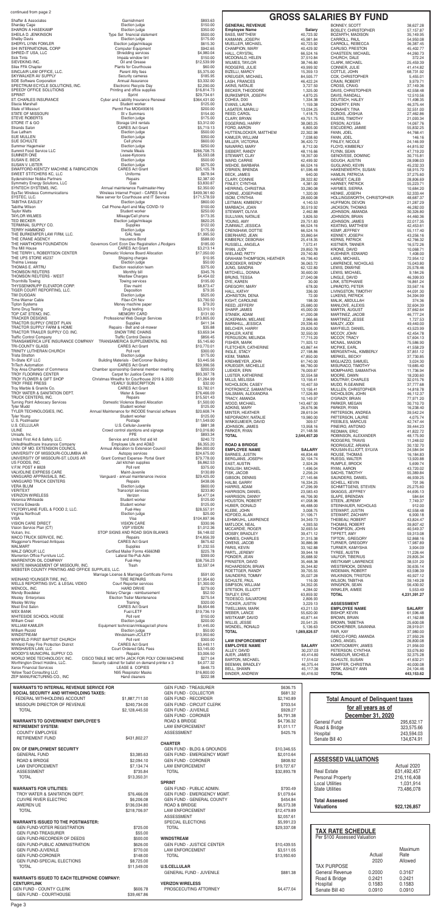continued from page 2

| | | |
|---|---|---|
| Shaffer & Associates | Garnishment | $893.63 |
| Sharday Cage | Election judge | $150.00 |
| SHARON A HASEKAMP | Election judge | $350.00 |
| SHEILA D JENKINSON | Type Set financial statement | $500.00 |
| Shelby Davis | Election judge | $175.00 |
| SHERYL LYNN FOWLER | Election judge/mileage | $615.30 |
| SHI INTERNATIONAL CORP | Computer Equipment | $942.65 |
| SHRED-IT USA, LLC | Shredding services | $4,980.04 |
| Sick Tints | Impala window tint | $150.00 |
| SIEVEKING INC. | Oil and Grease | $12,539.99 |
| Silex FFA Chapter | Plants for Courthouse | $60.00 |
| SINCLAIR LAW OFFICE, LLC. | Parent Atty fees | $5,375.00 |
| SKYWALKER AV SUPPLY | Security cameras | $185.95 |
| SOE Software Corporation | Annual Assurance | $3,332.00 |
| SPECTRUM ECYCLE SOLUTIONS, INC. | Electronic Recycle Day | $2,290.00 |
| SPEEDY OFFICE SOLUTIONS | Printing and office supplies | $16,814.73 |
| SPRINT | Sprint | $29,734.61 |
| ST. CHARLES INSURANCE | Cyber and Liability Insurance Renewal | $364,431.00 |
| Stacia Marshall | Student worker | $125.00 |
| State of Missouri | Permit Fee MOG4906616 | $200.00 |
| STATE OF MISSOURI | St v Summers | $154.00 |
| STEVE ROBERTS | Election judge | $175.00 |
| STORE IT & GO | Storage Unit rentals | $3,312.00 |
| Strands Salon | CARES Act Grant | $5,719.13 |
| Sue Latham | Election judge | $500.00 |
| SUE MULLEN | Election judge | $350.00 |
| SUE SCHULTE | Cell phone | $600.00 |
| Summer Hagemeier | Election judge | $250.00 |
| Summit Food Service LLC | Inmate Meals | $266,708.75 |
| SUMNER ONE | Lease-Kyocera | $5,593.08 |
| SUSAN E. BECK | Election judge | $500.00 |
| SUSAN V LISTER | Election judge | $575.00 |
| SWAFFORD-KIENTZY MACHINE & FABRICATION | CARES Act Grant | $25,105.78 |
| SWEET STITCHERS KC, LLC | Uniforms | $678.94 |
| Sydenstricker Nobbe Partners | Repairs | $2,387.00 |
| Symmetry Energy Solutions, LLC | Gas | $3,630.87 |
| SYNTECH SYSTEMS, INC. | Annual maintenance Fuelmaster-Hwy | $2,350.00 |
| SysTec Wireless Communications | Wireless Internet Project - CARES fund | $409,361.60 |
| SYSTEC, LLC. | New server for Courthouse and IT Services | $171,578.59 |
| TABITHA EASLEY | Election judge | $800.00 |
| Tabitha Wilson | Cell Phone-April and May COVID-19 | $100.00 |
| Taylor Watts | Student worker | $250.00 |
| TAYLOR WILMES | Mileage/Cell phone | $173.35 |
| TED BECKER | Election judge/mileage | $620.25 |
| TERMINAL SUPPLY CO. | Supplies | $122.00 |
| TERRY HAMMOND | Election judge | $175.00 |
| THE BURKEMPER LAW FIRM, LLC. | GAL fees | $1,995.50 |
| THE CRANE AGENCY | Insurance Bond | $588.00 |
| THE HAWTHORN FOUNDATION | Governors Conf. Econ Dev Registration J.Rodgers | $185.00 |
| The Mill House | CARES Act Grant | $3,213.14 |
| THE TERRY L ROBERTSON CENTER | Domestic Violence Board Allocation | $17,050.00 |
| THE UPS STORE #5237 | Shipping charges | $10.95 |
| Thelma Livesay | Election judge | $50.00 |
| THOMAS E. ARTRU | Election resolution team | $375.00 |
| THOMSON REUTERS | Monthly bill | $345.76 |
| THOMSON REUTERS - WEST | Westlaw Charges | $4,454.02 |
| Thornhills Towing | Towing services | $195.00 |
| THYSSENKRUPP ELEVATOR CORP. | Elev maint | $8,873.47 |
| TIGER COURT REPORTING, LLC. | Deposition | $79.35 |
| TIM DUGGAN | Election judge | $525.00 |
| Time Warner Cable | Fiber-CH Nov | $3,790.50 |
| Tipton Systems | Money machine paper | $79.20 |
| Tomo Drug Testing | Drug testing | $3,310.10 |
| TOP CAT STENO, INC. | MEMORY CARD | $131.00 |
| TRACKER DESIGNS | Professional Web Design Services | $13,805.00 |
| TRACTOR SUPPLY CREDIT PLAN | Supplies | $411.34 |
| TRACTOR SUPPLY FARM & HOME | Repairs - Belt and oil-mower | $35.88 |
| TRACTOR TRAILER SUPPLY CO. INC. | SNOW TIRE CHAINS | $3,659.34 |
| Traffic Control Company | Traffic Control Device | $856.45 |
| TRANSAMERICA LIFE INSURANCE COMPANY | TRANSAMERICA SUPPLEMENTAL INS | $5,145.60 |
| TRI-COUNTY GLASS | CARES Act Grant | $10,770.01 |
| TRINITY LUTHERAN CHURCH | Poll rent | $300.00 |
| Trista Stratton | Election judge | $175.00 |
| Tri-State ICF LLC | Building Materials - Det/Coroner Building | $3,445.56 |
| TriTech Automation | CARES Act Grant | $29,996.56 |
| Troy Area Chamber of Commerce | Chamber sponsorship General member meeting | $200.00 |
| TROY FLOORING CENTER | Carpet for Justice Center | $93,397.78 |
| TROY FLOWER & GIFT SHOP | Christmas Wreaths for Courthouse 2019 & 2020 | $1,264.99 |
| TROY FREE PRESS | YEARLY SUBSCRIPTION | $32.00 |
| Troy Marble & Granite Co. | CARES Act Grant | $3,782.01 |
| TROY WATER & SANITATION DEPT. | Water & Sewer | $76,466.09 |
| TRUCK CENTERS, INC. | Repairs | $15,501.43 |
| Turning Point Advocacy Services | Domestic Violence Board Allocation | $1,500.00 |
| Tyler Mudd | Student worker | $125.00 |
| TYLER TECHNOLOGIES, INC. | Annual Maintenance for INCODE financial software | $20,608.74 |
| Tyler Young | Student worker | $125.00 |
| U. S. Postmaster | Postage | $11,549.00 |
| U.S. CELLULAR | U.S. Cellular-Juvenile | $881.38 |
| ULINE | Crowd control stantions and signage | $10,016.80 |
| Unisafe, Inc. | PPE | $893.34 |
| United First Aid & Safety, LLC. | Service and stock first aid kit | $240.72 |
| UnitedHealthcare Insurance Company | Employee Life and AD&D | $6,355.20 |
| UNIV. OF MO. EXTENSION COUNCIL | Annual Allocation to Extension Council | $64,000.00 |
| UNIVERSITY OF MISSOURI-COLUMBIA AR | Autopsy services | $24,675.00 |
| UNIVERSITY OF MISSOURI-ST. LOUIS AR | Grant Contract Expense - Portal Grant | $79,778.00 |
| US FOODS, INC. | Jail kitchen supplies | $6,862.53 |
| V.F.W. POST # 8828 | Poll rent | $375.00 |
| VALVOLINE EXPRESS CARE | Maint-Juvenile | $130.89 |
| VANGUARD APPRAISALS, INC. | Vanguard - annual maintenance invoice | $29,425.00 |
| VANGUARD TRUCK CENTERS | Repairs | $438.06 |
| VERA BLUM | Election judge | $600.00 |
| VERITEXT | Transcript services | $233.80 |
| VERIZON WIRELESS | Verizon | $4,477.04 |
| Veronica Whiteside | Student worker | $125.00 |
| Victoria Edwards | Student worker | $125.00 |
| VICTORYLANE FUEL & FOOD 2, LLC. | Fuel-Hwy | $28,557.91 |
| Virginia Northcutt | Election judge | $25.00 |
| VISA | VISA | $104,897.96 |
| VISION CARE DIRECT | VISION CARE | $330.96 |
| Vision Service Plan (CT) | VSP VISION | $1,012.36 |
| Vulcan, Inc. | STOP SIGNS AND ROAD SIGN BLANKS | $6,148.02 |
| WACO TRUCK SERVICE, INC. | Repairs | $14,856.39 |
| Waggoner's Riverroad Antiques | CARES Act Grant | $675.62 |
| WALMART | Supplies | $1,232.55 |
| WALZ GROUP, LLC | Certified Mailer Forms 45663NB | $225.78 |
| Warrenton Office Furniture LLC. | Lateral file-Pub Adm | $399.00 |
| WARRENTON OIL COMPANY | Fuel-Hwy | $38,756.23 |
| WASTE MANAGEMENT OF MISSOURI, INC. | Trash | $2,597.04 |
| WEBSTER COUNTY PRINTING AND OFFICE SUPPLIES, LLC. | | |
| | Marriage License & Marriage Certificate Forms | $591.00 |
| WEINAND YOUNGER TIRE, INC. | TIRE REPAIRS | $1,954.60 |
| WELLS REPORTING SVC. & LEGAL VIDEO | Court Reporter services | $1,300.00 |
| WENCOL, INC. | HARD DRIVE | $279.00 |
| Wendy Boedeker | Notary Charge - reimbursement | $52.50 |
| Wesley Enterprises | Election Trailer Maintenance | $275.54 |
| Wesley McVey | Training | $320.00 |
| West End Salon | CARES Act Grant | $6,654.66 |
| WEX BANK | Fuel-LETF | $19,736.19 |
| WHITESIDE SCHOOL HOUSE | Poll rent | $150.00 |
| William Creel | Election judge | $200.00 |
| WILLIAM KAMLER | Equipment technician/mileage/cell phone | $1,445.00 |
| William Pickett | Election judge | $50.00 |
| WINDSTREAM | Windstream-JC/LETF | $13,950.60 |
| WINFIELD FIRST BAPTIST CHURCH | Poll rent | $300.00 |
| Winfield Foley Fire Protection District | CARES Act Grant | $3,449.11 |
| WINGHAVEN LAW, LLC | Court Ordered GAL Fees | $3,145.00 |
| WOODY'S MUNICIPAL SUPPLY CO. | Repairs | $3,006.50 |
| WORLD WIDE TECHNOLOGY, INC. | CISCO TABLE MIC WITH JACK FOR POLY COM MACHINE | $271.04 |
| Worthington Direct Holdco, LLC. | Security cabinet for ballot on demand printer x 3 | $4,077.32 |
| Xerox Financial Services | LEASE & COPIES | $648.73 |
| Yellow Toad Consulting LLC | NIIS Responder Masks | $16,800.00 |
| ZEP MANUFACTURING CO., INC | Hand cleaners | $222.98 |

# GROSS SALARIES BY FUND

| **GENERAL REVENUE** | |
|---|---|
| **Employee Name** | **Salary** |
| BASS, MATTHEW | 40,723.92 |
| KAIMANN, JOSEPH | 45,061.84 |
| MUELLER, MICHAEL | 40,723.92 |
| CHAMPION, MARY | 40,429.92 |
| HALL, CRYSTAL | 66,524.16 |
| MCDONALD, HELEN | 37,510.84 |
| WILMES, TAYLOR | 38,746.80 |
| RODGERS, JULIE | 49,999.92 |
| BIZELLI, MARCY | 15,359.13 |
| KREUGER, MICHAEL | 84,505.77 |
| LASH, FRANCES | 46,422.24 |
| AKINS, NATALIE | 3,727.50 |
| BECKER, THEODORE | 1,325.00 |
| BURKEMPER, JOSEPH | 4,870.25 |
| COHEA, DIXI | 1,334.38 |
| EVANS, LAURA | 1,159.38 |
| LASATER, MARILU | 13,034.25 |
| REED, CAROL | 1,418.75 |
| CLARY, BRYAN | 49,751.75 |
| EGGERING, HARRY | 38,083.25 |
| FORD, AARON | 6,805.00 |
| HUTTENLOCKER, MATTHEW | 22,302.98 |
| KAMLER, WILLIAM | 7,038.60 |
| MILLER, VICTORIA | 36,420.72 |
| NAVARRO, MARY | 8,712.00 |
| SIEBERT, RANDY | 48,116.66 |
| STEWART, CLAY | 18,357.00 |
| WARD, CARRIE | 42,499.92 |
| WEHDE, BARBARA | 66,524.16 |
| O'BRIEN, BRENDA | 61,596.48 |
| BECK, JAMES | 640.00 |
| CLARY, CONNIE | 28,322.82 |
| FINLEY, CYNTHIA | 4,381.00 |
| HERRING, CHRISTINA | 33,280.08 |
| HORNE, JOSEPHINE | 1,320.00 |
| ISOM, CYNTHIA | 28,600.08 |
| LEITMAN, KIMBERLY | 4,140.53 |
| MARBACH, JOAN | 30,519.92 |
| STEWART, OLIVIA | 2,462.88 |
| SULLIVAN, NATALIE | 3,826.50 |
| YOUNG, AMY | 29,751.80 |
| ZUMWALT, JESSICA | 66,524.16 |
| CRENSHAW, DOTTIE | 66,524.16 |
| EBERHARD, JEAN | 33,860.64 |
| KIMBERLY, DEBORAH | 25,418.35 |
| RUSSELL, ANGELA | 7,572.41 |
| RYAN, JUDY | 29,850.78 |
| WIELAND, PATTY | 29,740.80 |
| GRAHAM THOMPSON, HEATHER | 49,796.40 |
| BOEDEKER, WENDY | 36,063.72 |
| JUNG, SANDRA | 62,122.80 |
| MITCHELL, DONNA | 30,600.00 |
| BRUNS, TESSA | 27,040.08 |
| DYE, KAREN | 30.00 |
| GREGORY, MARY | 678.00 |
| HALL, KATHY | 336.00 |
| JOHNSTON, DENA | 72.00 |
| KIGHT, CAROLINE | 198.00 |
| REED, JEFFERY | 25,680.00 |
| SHARP, JAMES | 45,000.00 |
| STANEK, ADAM | 41,200.08 |
| ACKERMAN, MELANIE | 2,966.66 |
| BARNHILL, JESSICA | 29,336.40 |
| BELCHER, HARRY | 29,826.00 |
| BOHLER, KATIE | 32,550.00 |
| FERGUSON, MELINDA | 17,715.20 |
| FISHER, MARK | 71,925.12 |
| FLETCHER, CATHERINE | 43,867.44 |
| INGLE, STACY | 27,198.86 |
| KEIM, TAMMA | 47,850.00 |
| KREHMEYER, JOHN | 61,740.00 |
| KRUEGER, MICHELLE | 66,780.00 |
| LUEKER, ERIN | 76,009.87 |
| LUSTER, KATHERINE | 32,554.58 |
| MILLS, MELISSA | 13,156.41 |
| NICHOLSON, CASEY | 10,407.59 |
| PIOTROWICZ, SAMANTHA | 13,156.41 |
| SALSMAN, ALEXANDRA | 17,526.89 |
| TRACY, AMANDA | 10,149.07 |
| WOOD, MICHAEL | 143,487.00 |
| ADKINS, MARY | 26,676.96 |
| MINTER, HEATHER | 28,619.04 |
| NEPORADNY, NATALIE | 19,980.00 |
| WINKELMEIER, DAVID | 309.57 |
| JOHNSON, JAMES | 13,958.16 |
| PARKER, RYAN | 21,148.56 |
| **TOTAL** | **2,544,457.20** |

| **ROAD & BRIDGE** | |
|---|---|
| **EMPLOYEE NAME** | **SALARY** |
| BARNES, JUSTIN | 46,834.48 |
| BERGJANS, JOSEPH | 32,104.74 |
| EAST, AUSTIN | 2,024.26 |
| ENGLISH, MICHAEL | 1,496.04 |
| FISK, JACOB | 2,256.24 |
| GIBSON, DENNIS | 27,145.66 |
| HALIM, GARRY | 16,334.25 |
| HARRIS, ADAM | 47,296.99 |
| HARRISON, DANIEL | 23,683.43 |
| HARRISON, DANNY | 46,706.90 |
| HOUSTON, ROBERT | 41,058.96 |
| HUBER, DONALD | 46,488.00 |
| KLEBE, JOHN | 3,008.75 |
| KOFOED, ALAN | 31,106.71 |
| LEHMKUHL, LAWRENCE | 34,340.73 |
| MATLOCK, NEAL | 4,393.50 |
| MCCARDIE, ROGER | 32,693.54 |
| MOSBY, BRADLEY | 39,471.12 |
| OHMES, CHARLES | 31,315.38 |
| OWENS, JACOB | 30,886.98 |
| PARIS, KEVIN | 33,162.88 |
| PARTL, JEREMY | 39,944.18 |
| PONDER, JEAN | 35,688.92 |
| PRINSTER, DAVID | 35,468.38 |
| RICHARDSON, BRIAN | 35,344.82 |
| ROETTGER, RANDY | 39,705.55 |
| SAUNDERS, TOMMY | 35,027.28 |
| SCHULTE, PAUL | 116.00 |
| SIMPSON, WILLIAM | 34,352.05 |
| STETSON, ELLIOTT | 4,284.02 |
| TAPLEY, ERIC | 63,803.92 |
| TEDESCO, SALVATORE | 2,806.93 |
| TUCKER, JUSTIN | 3,229.13 |
| TWELLMAN, MARK | 43,211.53 |
| WEBER, LANCE | 55,620.00 |
| WEITKAMP, DAVID | 40,871.44 |
| WILLIS, JESSE | 20,541.25 |
| WONDEL, RONALD | 5,136.63 |
| **TOTAL** | **1,069,826.57** |

| **LAW ENFORCEMENT** | |
|---|---|
| **EMPLOYEE NAME** | **SALARY** |
| ALLEY, DAVID | 30,237.03 |
| AUER, JAMES | 49,414.80 |
| BARTON, MICHAEL | 17,514.02 |
| BEEMAN, BRADLEY | 46,375.44 |
| BELL, SHAWN | 45,117.36 |
| BINDER, ANDREW | 65,416.92 |

| | |
|---|---|
| BONNEY, SCOTT | 38,627.28 |
| BOSLEY, CHRISTOPHER | 57,157.87 |
| BOZARTH, MADISON | 35,149.95 |
| CARROLL, PAUL | 54,393.08 |
| CARROLL, REBECCA | 36,387.45 |
| CARUSO, PRESTON | 45,402.77 |
| CHASTEEN, MICHAEL | 44,260.73 |
| CHURCH, DALE | 372.24 |
| CLARK, MICHAEL | 25,459.39 |
| CONNER, JULIE | 41,414.82 |
| COTTLE, JOHN | 68,731.92 |
| COX, CHRISTOPHER | 5,455.01 |
| CRAIN, ROBERT | 9,079.71 |
| CROSS, CRAIG | 37,149.36 |
| DAVIS, CHRISTOPHER | 42,558.48 |
| DAVIS, RANDALL | 12,510.56 |
| DEUTSCH, HALEY | 11,498.35 |
| DOHERTY, ERIN | 46,375.44 |
| DONAHEY, TINA | 32,551.00 |
| DUBOIS, JOSHUA | 27,462.86 |
| EILERS, TIMOTHY | 21,009.34 |
| ERSON, ALYSSA | 14,067.76 |
| ESCUDERO, JAMIE | 55,832.25 |
| FANN, JOEL | 44,768.41 |
| FANN, JOEL | 146.16 |
| FINLEY, NICOLE | 24,146.99 |
| FLOYD, KIMBERLY | 44,815.92 |
| FLYNN, SEAN | 47,719.20 |
| GENOVESE, DOMINIC | 30,715.81 |
| GOUGH, AUSTIN | 28,998.03 |
| GUGLIANO, KEVIN | 45,232.33 |
| HAKENEWERTH, SUSAN | 58,915.70 |
| HAMLIN, PATRICIA | 37,275.60 |
| HARGET, CALEB | 28,806.69 |
| HARNEY, PATRICK | 55,223.71 |
| HAYMES, SIERRA | 10,884.20 |
| HENKE, JOSEPH | 52,339.44 |
| HOLLINGSWORTH, CHRISTOPHER | 48,687.37 |
| HUFFMON, DEVON | 21,287.29 |
| JACKSON, THOMAS | 48,282.00 |
| JOHNSON, AMANDA | 30,326.80 |
| JOHNSON, BRIAN | 44,460.36 |
| JOHNSON, JAMES | 22,017.35 |
| KEATING, MATTHEW | 42,453.61 |
| KEMP, JEFFREY | 55,117.40 |
| KENNEY, JOSEPH | 43,236.16 |
| KERNS, PATRICK | 42,766.32 |
| KISTNER, TANNER | 16,572.26 |
| KRONE, DAVID | 10,068.71 |
| KUEHNER, EDWARD | 1,408.00 |
| LANG, MICHAEL | 72,554.12 |
| LAWRENCE, NICHOLAS | 15,040.80 |
| LEWIS, DWAYNE | 25,578.46 |
| LEWIS, MICHAEL | 11,184.26 |
| LINGLE, DAVID | 46,399.93 |
| LINK, STEPHANIE | 16,861.24 |
| LIPAROTO, PETER | 33,567.16 |
| LIVINGSTON, TIMOTHY | 44,091.30 |
| LUKENS, PATRICK | 34,394.99 |
| MALIK, ABDULLAH | 374.36 |
| MANLOVE, ALEXIS | 32,604.39 |
| MARTIN, AUGUST | 37,662.64 |
| MARTINEZ, JACOB | 46,777.24 |
| MARTINEZ, JESSE | 1,727.53 |
| MAUZY, JODI | 49,440.00 |
| MAYFIELD, DANIEL | 43,529.99 |
| MCCOY, JOHN | 42,454.78 |
| MCCOY, TRACY | 57,604.13 |
| MCNAIL, MASON | 75,598.90 |
| MCPIKE, EARL | 41,558.29 |
| MERGENTHAL, KIMBERLY | 37,851.12 |
| MERKEL, BECKY | 37,730.85 |
| MIGLIAZZO, SAMUEL | 3,024.30 |
| MISURACO, TIMOTHY | 19,665.40 |
| MOMPHARD, SAMANTHA | 11,736.94 |
| MOORE, DAWN | 18,200.60 |
| MOUTRAY, CHARLES | 32,015.76 |
| MUDD, R GEANINE | 37,777.68 |
| MULLEN, CHRISTOPHER | 14,818.78 |
| NICHOLSON, JOHN | 46,112.37 |
| O'GRADY, BRIAN | 77,971.20 |
| PARKER, MEGAN | 30,710.70 |
| PARKER, RYAN | 16,238.40 |
| PATTERSON, ANDREA | 39,542.24 |
| PATTERSON, LAURIE | 4,075.74 |
| PEEBLES, MARCUS | 42,747.44 |
| PINEIRO, ANTONIO | 39,444.23 |
| REDMAN, ERIC | 41,822.72 |
| ROBINSON, ALEXANDER | 48,175.90 |
| RODGERS, TRAVIS | 11,248.02 |
| RODRIGUEZ, ARIANA | 30,132.70 |
| ROUSAN-ELLIOTT, SYLVIA | 24,584.94 |
| ROUSE, THOMAS | 16,184.83 |
| RUEGG, WALTER | 13,920.88 |
| RUMPLE, BROCK | 5,699.74 |
| RYAN, AARON | 54,720.02 |
| SACHS, TIMOTHY | 55,369.84 |
| SAUNDERS, DANIEL | 46,939.25 |
| SCHELL, KEVIN | 701.96 |
| SCHMITTGENS, STEVEN | 25,275.60 |
| SKAGGS, JEFFREY | 44,695.13 |
| SLAPE, BRENDAN | 584.84 |
| STEEN, JEREMY | 77,143.37 |
| STEINHAUER, NICHOLAS | 912.00 |
| STEWART, JUSTIN | 42,558.48 |
| STEWART, ZACHARY | 6,900.18 |
| THEBEAU, ROBERT | 43,824.47 |
| THOMAS, ROBERT | 39,807.42 |
| THOMPSON, JOHN | 40,549.37 |
| TIPPETT, AMY | 59,319.08 |
| TIPTON, GREGORY | 52,868.16 |
| TURNER, GREGORY | 17,987.89 |
| TURNER, KAMYSHA | 3,904.09 |
| TYREE, AUSTIN | 11,226.44 |
| VALFOR, TIBERIUS | 29,805.34 |
| WEITKAMP, LAWRENCE | 38,531.20 |
| WESTBROOK, DENNIS | 30,835.14 |
| WIDEMAN, ROBERT | 63,598.39 |
| WILKINSON, TRISTON | 40,927.12 |
| WILSON, TABITHA | 39,149.28 |
| WINGRON, SEAN | 39,149.92 |
| WINKLER, AIMEE | 5,553.49 |
| **TOTAL** | **4,231,391.27** |

| **ASSESSMENT** | |
|---|---|
| **EMPLOYEE NAME** | **SALARY** |
| BISHOP, KEVIN | 61,596.48 |
| BROWN, BRIAN | 41,162.88 |
| BROWN, TABETHA | 25,600.08 |
| DICKHERBER, SAVANNA | 28,919.01 |
| FAIR, KAY | 37,980.00 |
| GRECO-FORD, AMANDA | 27,350.26 |
| LONG, ANGEL | 26,800.08 |
| MONTGOMERY, JAMES | 21,956.00 |
| PETERSON, CYNTHIA | 33,076.80 |
| RAMSOUR, MICHELLE | 32,375.28 |
| SCHULTE, SUSAN | 41,632.21 |
| SHAFFER, CHRISTINA | 40,000.08 |
| ZENK, ASHLEY ANN | 24,104.46 |
| **TOTAL** | **443,153.62** |

| **WARRANTS TO INTERNAL REVENUE SERVICE FOR SOCIAL SECURITY AND WITHHOLDING TAXES:** | |
|---|---|
| FEDERAL WITHHOLDING ACCOUNT | $1,887,711.50 |
| MISSOURI DIRECTOR OF REVENUE | $240,734.00 |
| TOTAL | $2,128,445.50 |
| **WARRANTS TO GOVERNMENT EMPLOYEE'S RETIREMENT SYSTEM:** | |
| COUNTY EMPLOYEE | |
| RETIREMENT FUND | $431,802.27 |
| **DIV. OF EMPLOYMENT SECURITY** | |
| GENERAL FUND | $3,385.63 |
| ROAD & BRIDGE | $2,094.10 |
| LAW ENFORCEMENT | $7,134.74 |
| ASSESSMENT | $735.84 |
| TOTAL | $13,350.31 |
| **WARRANTS FOR UTILITIES:** | |
| TROY WATER & SANITATION DEPT. | $76,466.09 |
| CUIVRE RIVER ELECTRIC | $6,206.08 |
| AMEREN UE | $136,034.80 |
| TOTAL | $218,706.97 |
| **WARRANTS ISSUED TO THE POSTMASTER:** | |
| GEN FUND-VOTER REGISTRATION | $725.00 |
| GEN FUND-TREASURER | $55.00 |
| GEN FUND-RECORDER OF DEEDS | $500.00 |
| GEN FUND-PUBLIC ADMINISTRATION | $626.00 |
| GEN FUND-JUVENILE | $770.00 |
| GEN FUND-CORONER | $148.00 |
| GEN FUND-SPECIAL ELECTIONS | $8,725.00 |
| TOTAL | $11,549.00 |
| **WARRANTS ISSUED TO EACH TELEPHONE COMPANY: CENTURYLINK** | |
| GEN FUND - COUNTY CLERK | $606.78 |
| GEN FUND - COURTHOUSE | $39,467.86 |

| | |
|---|---|
| GEN FUND - TREASURER | $636.75 |
| GEN FUND - COLLECTOR | $681.32 |
| GEN FUND - RECORDER | $2,740.89 |
| GEN FUND - CIRCUIT CLERK | $703.54 |
| GEN FUND - JUVENILE | $928.27 |
| GEN FUND - CORONER | $4,791.38 |
| ROAD & BRIDGE | $4,736.32 |
| LAW ENFORCEMENT | $1,011.17 |
| ASSESSMENT | $425.76 |
| **CHARTER** | |
| GEN FUND - BLDG & GROUNDS | $10,346.55 |
| GEN FUND - EMERGENCY MGMT | $2,010.64 |
| GEN FUND - CORONER | $808.92 |
| LAW ENFORCEMENT | $19,727.67 |
| TOTAL | $32,893.78 |
| **SPRINT** | |
| GEN FUND - PUBLIC ADMIN. | $700.49 |
| GEN FUND - EMERGENCY MGMT. | $1,079.64 |
| GEN FUND - GENERAL COUNTY | $454.84 |
| ROAD & BRIDGE | $6,573.38 |
| LAW ENFORCEMENT | $12,479.89 |
| ASSESSMENT | $2,057.61 |
| SPECIAL ELECTIONS | $5,991.23 |
| TOTAL | $29,337.08 |
| **WINDSTREAM** | |
| GEN FUND - JUSTICE CENTER | $10,439.55 |
| LAW ENFORCEMENT | $3,511.05 |
| TOTAL | $13,950.60 |
| **U.S.CELLULAR** | |
| GENERAL FUND - JUVENILE | $881.38 |
| **VERIZON WIRELESS** | |
| PROSECUTING ATTORNEY | $4,477.04 |

**Total Amount of Delinquent taxes for all years as of December 31, 2020**

| | |
|---|---|
| General Fund | 295,632.17 |
| Road & Bridge | 323,575.66 |
| Hospital | 243,594.03 |
| Senate Bill 40 | 134,674.91 |

**ASSESSED VALUATIONS**

| | Actual 2020 |
|---|---|
| Real Estate | 631,492,457 |
| Personal Property | 216,116,408 |
| Local Utilities | 1,031,914 |
| State Utilities | 73,486,078 |
| **Total Assessed Valuations** | **922,126,857** |

**TAX RATE SCHEDULE**
Per $100 Assessed Valuation

| TAX PURPOSE | Actual Rate 2020 | Maximum Rate Allowed |
|---|---|---|
| General Revenue | 0.2000 | 0.3167 |
| Road & Bridge | 0.2421 | 0.2421 |
| Hospital | 0.1583 | 0.1583 |
| Senate Bill 40 | 0.0910 | 0.0910 |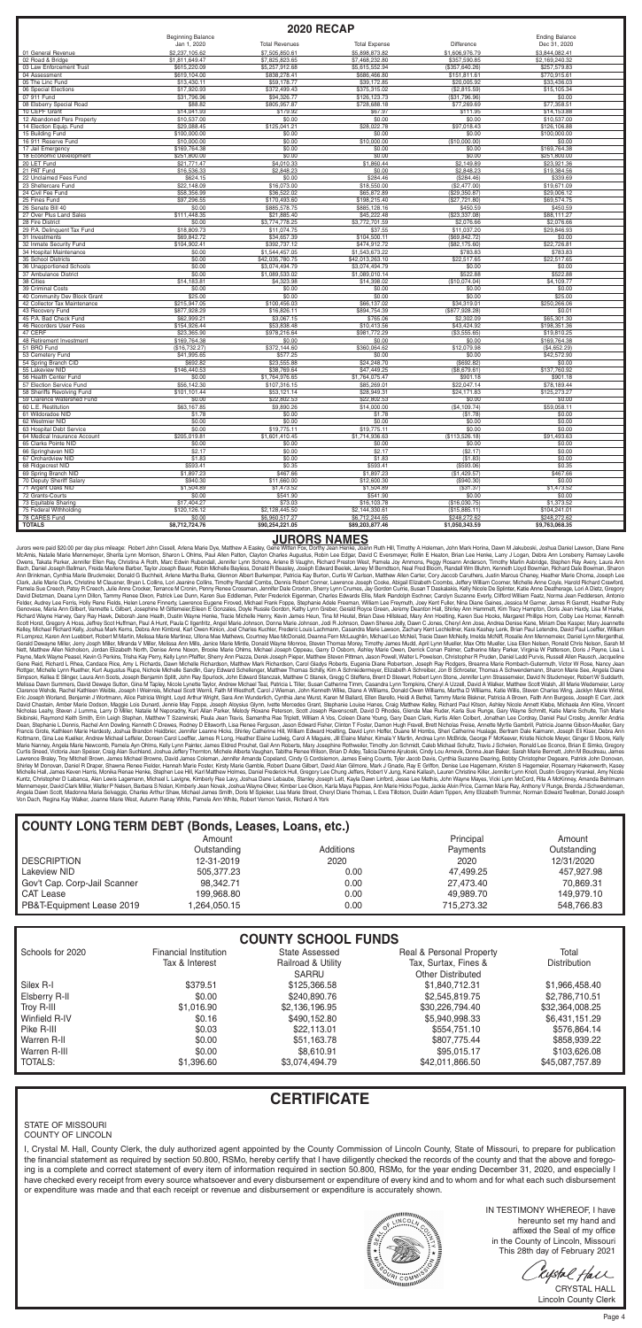# 2020 RECAP

| | Beginning Balance Jan 1, 2020 | Total Revenues | Total Expense | Difference | Ending Balance Dec 31, 2020 |
|---|---|---|---|---|---|
| 01 General Revenue | $2,237,105.82 | $7,505,850.61 | $5,898,873.82 | $1,606,976.79 | $3,844,082.41 |
| 02 Road & Bridge | $1,811,649.47 | $7,825,823.65 | $7,468,232.80 | $357,590.85 | $2,169,240.32 |
| 03 Law Enforcement Trust | $615,220.09 | $5,257,912.68 | $5,615,552.94 | ($357,640.26) | $257,579.83 |
| 04 Assessment | $619,104.00 | $838,278.41 | $686,466.80 | $151,811.61 | $770,915.61 |
| 05 The Linc Fund | $13,430.11 | $59,178.77 | $39,172.85 | $20,005.92 | $33,436.03 |
| 06 Special Elections | $17,920.93 | $372,499.43 | $375,315.02 | ($2,815.59) | $15,105.34 |
| 07 911 Fund | $31,796.96 | $94,326.77 | $126,123.73 | ($31,796.96) | $0.00 |
| 08 Elsberry Special Road | $88.82 | $805,957.87 | $728,688.18 | $77,269.69 | $77,358.51 |
| 10 CEPF Grant | $14,041.93 | $179.92 | $67.97 | $111.95 | $14,153.88 |
| 12 Abandoned Pers Property | $10,537.00 | $0.00 | $0.00 | $0.00 | $10,537.00 |
| 14 Election Equip. Fund | $29,088.45 | $125,041.21 | $28,022.78 | $97,018.43 | $126,106.88 |
| 15 Building Fund | $100,000.00 | $0.00 | $0.00 | $0.00 | $100,000.00 |
| 16 911 Reserve Fund | $10,000.00 | $0.00 | $10,000.00 | ($10,000.00) | $0.00 |
| 17 Jail Emergency | $169,764.38 | $0.00 | $0.00 | $0.00 | $169,764.38 |
| 18 Economic Development | $251,800.00 | $0.00 | $0.00 | $0.00 | $251,800.00 |
| 20 LET Fund | $21,771.47 | $4,010.33 | $1,860.44 | $2,149.89 | $23,921.36 |
| 21 PAT Fund | $16,536.33 | $2,848.23 | $0.00 | $2,848.23 | $19,384.56 |
| 22 Unclaimed Fees Fund | $624.15 | $0.00 | $284.46 | ($284.46) | $339.69 |
| 23 Shelterare Fund | $22,148.09 | $16,073.00 | $18,550.00 | ($2,477.00) | $19,671.09 |
| 24 Civil Fee Fund | $58,356.99 | $36,522.02 | $65,872.89 | ($29,350.87) | $29,006.12 |
| 25 Fines Fund | $97,296.55 | $170,493.60 | $198,215.40 | ($27,721.80) | $69,574.75 |
| 26 Senate Bill 40 | $0.00 | $885,578.75 | $885,128.16 | $450.59 | $450.59 |
| 27 Over Plus Land Sales | $111,448.35 | $21,885.40 | $45,222.48 | ($23,337.08) | $88,111.27 |
| 28 Fire District | $0.00 | $3,774,778.25 | $3,772,701.59 | $2,076.66 | $2,076.66 |
| 29 P.A. Delinquent Tax Fund | $18,809.73 | $11,074.75 | $37.55 | $11,037.20 | $29,846.93 |
| 31 Investments | $69,842.72 | $34,657.39 | $104,500.11 | ($69,842.72) | $0.00 |
| 32 Inmate Security Fund | $104,902.41 | $392,737.12 | $474,912.72 | ($82,175.60) | $22,726.81 |
| 34 Hospital Maintenance | $0.00 | $1,544,457.05 | $1,543,673.23 | $783.83 | $783.83 |
| 35 School Districts | $0.00 | $42,035,780.75 | $42,013,263.10 | $22,517.65 | $22,517.65 |
| 36 Unapportioned Schools | $0.00 | $3,074,494.79 | $3,074,494.79 | $0.00 | $0.00 |
| 37 Ambulance District | $0.00 | $1,089,533.02 | $1,089,010.14 | $522.88 | $522.88 |
| 38 Cities | $14,183.81 | $4,323.98 | $14,398.02 | ($10,074.04) | $4,109.77 |
| 39 Criminal Costs | $0.00 | $0.00 | $0.00 | $0.00 | $0.00 |
| 40 Community Dev Block Grant | $25.00 | $0.00 | $0.00 | $0.00 | $25.00 |
| 42 Collector Tax Maintenance | $215,947.05 | $100,456.03 | $66,137.02 | $34,319.01 | $250,266.06 |
| 43 Recovery Fund | $877,928.29 | $16,826.11 | $894,754.39 | ($877,928.28) | $0.01 |
| 45 P.A. Bad Check Fund | $62,999.21 | $3,067.15 | $765.06 | $2,302.09 | $65,301.30 |
| 46 Recorders User Fees | $154,926.44 | $53,838.48 | $10,413.56 | $43,424.92 | $198,351.36 |
| 47 CERF | $23,365.90 | $978,216.64 | $981,772.29 | ($3,555.65) | $19,810.25 |
| 48 Retirement Investment | $169,764.38 | $0.00 | $0.00 | $0.00 | $169,764.38 |
| 51 BRO Fund | ($16,732.27) | $372,144.60 | $360,064.62 | $12,079.98 | ($4,652.29) |
| 53 Cemetery Fund | $41,995.65 | $577.25 | $0.00 | $577.25 | $42,572.90 |
| 54 Spring Branch CID | $692.82 | $23,555.88 | $24,248.70 | ($692.82) | $0.00 |
| 55 Lakeview NID | $146,440.53 | $38,769.64 | $47,449.25 | ($8,679.61) | $137,760.92 |
| 56 Health Center Fund | $0.00 | $1,764,976.65 | $1,764,075.47 | $901.18 | $901.18 |
| 57 Election Service Fund | $56,142.30 | $107,316.15 | $85,269.01 | $22,047.14 | $78,189.44 |
| 58 Sheriffs Revolving Fund | $101,101.44 | $53,121.14 | $28,949.31 | $24,171.83 | $125,273.27 |
| 59 Cuivere Watershed Fund | $0.00 | $22,802.53 | $22,802.53 | $0.00 | $0.00 |
| 60 L.E. Restitution | $63,167.85 | $9,890.26 | $14,000.00 | ($4,109.74) | $59,058.11 |
| 61 Wildorado NID | $1.78 | $0.00 | $1.78 | ($1.78) | $0.00 |
| 62 Westmeir NID | $0.00 | $0.00 | $0.00 | $0.00 | $0.00 |
| 63 Hospital Debt Service | $0.00 | $19,775.11 | $19,775.11 | $0.00 | $0.00 |
| 64 Medical Insurance Account | $205,019.81 | $1,601,410.45 | $1,714,936.63 | ($113,526.18) | $91,493.63 |
| 65 Clarks Pointe NID | $0.00 | $0.00 | $0.00 | $0.00 | $0.00 |
| 66 Springhaven NID | $2.17 | $0.00 | $2.17 | ($2.17) | $0.00 |
| 67 Orchardview NID | $1.83 | $0.00 | $1.83 | ($1.83) | $0.00 |
| 68 Ridgecrest NID | $593.41 | $0.35 | $593.41 | ($593.06) | $0.35 |
| 69 Spring Branch NID | $1,897.23 | $467.66 | $1,897.23 | ($1,429.57) | $467.66 |
| 70 Deputy Sheriff Salary | $940.30 | $11,660.00 | $12,600.30 | ($940.30) | $0.00 |
| 71 Argent Cass NID | $1,504.89 | $1,473.52 | $1,504.89 | ($31.37) | $1,473.52 |
| 72 Grants-Courts | $0.00 | $541.90 | $541.90 | $0.00 | $0.00 |
| 73 Equitable Sharing | $17,404.27 | $73.03 | $16,103.78 | ($16,030.75) | $1,373.52 |
| 75 Federal Withholding | $120,126.12 | $2,128,445.50 | $2,144,330.61 | ($15,885.11) | $104,241.01 |
| 78 CARES Fund | $0.00 | $6,960,517.27 | $6,712,244.65 | $248,272.62 | $248,272.62 |
| **TOTALS** | **$8,712,724.76** | **$90,254,221.05** | **$89,203,877.46** | **$1,050,343.59** | **$9,763,068.35** |

# JURORS NAMES

Jurors were paid $20.00 per day plus mileage: Robert John Cissell, Arlena Marie Dye, Matthew A Easley, Gene Witten Fox, Dorthy Jean Henke, Joann Ruth Hill, Timothy A Holeman, John Mark Horina, Dawn M Jakuboski, Joshua Daniel Lawson, Diane Rene McAmis, Natalie Marie Mennemeyer, Sherita Lynn Morrison, Sharon L Ohlms, Paul Allen Patton, Clayton Charles Augustus, Robin Lee Edgar, David C Eversmeyer, Rollin E Heaton, Brian Lee Henke, Larry J Logan, Debra Ann Lossberry, Ramsey Lavelle Owens, Takata Parker, Jennifer Ellen Ray, Christina A Roth, Marc Edwin Rubendall, Jennifer Lynn Schone, Arlene B Vaughn, Richard Preston West, Pamela Joy Ammons, Peggy Roseann Anderson, Timothy Martin Asbridge, Stephen Ray Avery, Laura Ann Beck, Daniel Joseph Ballman, Frieda Marlene Barber, Taylor Joseph Bauer, Robin Michelle Baykiss, Donald R Beasley, Joseph Edward Beelek, Janey M Berndtson, Neal Fred Bloom, Randall Wm Bluhm, Kenneth Lloyd Bowman, Richard Dale Bowman, Sharon Ann Brinkman, Cynthia Marie Bruckmeier, Donald G Buchheit, Arlene Martha Burke, Glennon Albert Burkemper, Patricia Kay Burton, Curtis W Carlson, Matthew Allen Carter, Cory Jacob Caruthers, Justin Marcus Chaney, Heather Marie Chrome, Joseph Lee Clark, Julie Marie Clark, Christine M Clausner, Bryan L Collins, Lori Jeanine Collins, Timothy Randall Combs, Dennis Robert Conner, Lawrence Joseph Cooke, Abigail Elizabeth Coombs, Jeffrey William Coomer, Michelle Anne Coyle, Harold Richard Crawford, Pamela Sue Creech, Patsy R Creech, Julie Anne Crocker, Terrance M Cronin, Penny Renee Crossman, Jennifer Dale Croxton, Sherry Lynn Crumes, Jay Gordon Currie, Susan T Daskalakis, Kelly Nicole De Splinter, Katie Anne Dealhierage, Lori A Dietz, Gregory David Dietzman, Deana Lynn Dillon, Tammy Renee Dixon, Patrick Lee Dunn, Karen Sue Eddleman, Peter Frederick Eggerman, Charles Edwards Ellis, Mark Randolph Eschner, Carolyn Suzanne Everly, Clifford William Faatz, Norma Jean Fedderson, Antonio Felder, Audrey Lee Ferris, Holly Rene Fields, Helen Lorene Finnerty, Lawrence Eugene Fitzjerald, Michael Frank Forppe, Stephanie Adele Freeman, William Lee Freymuth, Joey Kent Fuller, Nina Diane Gaines, Jessica M Garner, James R Garrett, Heather Ruby Genovese, Maria Ann Gilbert, Vannette L Gilbert, Josephine M Gittemeier,Ellen E Gonzales, Doyle Russle Gordon, Kathy Lynn Greber, Gerald Royce Green, Jeremy Deanton Hall, Shirley Ann Hammett, Kim Tracy Hampton, Doris Jean Hardy, Lisa M Harke, Richard Wayne Harvey, Gary Ray Hawk, Deborah Jane Heath, Dustin Wayne Henke, Tracie Michelle Henry, Kevin James Heun, Tina M Heutel, Brian Dave Hillstead, Mary Ann Hosting, Karen Sue Hooks, Margaret Phillips Horn, Colby Lee Horner, Kenneth Scott Hurst, Gregory A Hyles, Jeffrey Scot Huffman, Paul A Hunt, Paula C Ilgenfritz, Angel Marie Johnson, Donna Marie Johnson, Jodi R Johnson, Dawn Sheree Jolly, Dawn C Jones, Cheryl Ann Jose, Andrea Denise Kane, Miriam Dee Kasper, Mary Jeannette Kelley, Michael Richard Kelly, Joshua Mark Kerns, Debra Ann Kimbrel, Karl Owen Kinion, Joel Charles Kuchler, Frederic Louis Lachmann, Casandra Marie Lawson, Zachary Karl Lechtner, Kara Kashay Lenk, Brian Paul Leonardo, David Paul Loeffler, William R Lompez, Karen Ann Luebbert, Robert M Martin, Melissa Marie Martinez, Ulona Mae Mathews, Courtney Mae McDonald, Deanna Fern McLaughlin, Michael Lee McNeil, Tracie Dawn McNelly, Imelda McNiff, Rosalie Ann Mennemeier, Daniel Lynn Mergenthal, Gerald Dewayne Miller, Jerry Joseph Miller, Miranda V Miller, Melissa Ann Mills, Janice Marie Mirttis, Donald Wayne Monroe, Steven Thomas Morey, Timothy James Mudd, April Lynn Mueller, Max Otto Mueller, Lisa Ellen Nelsen, Ronald Chris Nelson, Sarah M Nett, Matthew Allen Nicholson, Jordan Elizabeth North, Denise Anne Noxon, Brooke Marie Ohlms, Michael Joseph Oppeau, Garry D Osborn, Ashley Marie Owen, Derrick Conan Palmer, Catherine Mary Parker, Virginia W Patterson, Doris J Payne, Lisa L Payne, Mark Wayne Peasel, Kevin G Perkins, Trisha Kay Perry, Kelly Lynn Pfeiffer, Sherry Ann Piazza, Derek Joseph Pieper, Matthew Steven Pittman, Jason Powell, Walter L Powelson, Christopher R Pruden, Daniel Ladd Purvis, Russell Allen Rausch, Jacqueline Gene Reid, Richard L Rhea, Candace Rice, Amy L Richards, Dawn Michelle Richardson, Matthew Mark Richardson, Carol Gladys Roberts, Eugenia Diane Robertson, Joseph Ray Rodgers, Breanna Marie Rombach-Gutermuth, Victor W Rose, Nancy Jean Rottger, Michelle Lynn Ruether, Kurt Augustus Rupe, Nichole Michelle Sandlin, Gary Edward Schellenger, Matthew Thomas Schilly, Kim A Schniedermeyer, Elizabeth A Schreiber, Jon B Schroeter, Thomas A Schwendemann, Sharon Marie See, Angela Diane Simpson, Kelisa E Slinger, Laura Ann Soots, Joseph Benjamin Split, John Ray Spurlock, John Edward Stanczak, Matthew C Stanek, Gregg C Steffens, Brent D Stewart, Robert Lynn Stone, Jennifer Lynn Strassemeier, David N Studnmeyer, Robert W Suddarth, Melissa Dawn Summers, David Dewaye Sutton, Gina M Tapley, Nicole Lynette Taylor, Andrew Michael Teal, Patricia L Tiller, Susan Catherine Timm, Casandra Lynn Tompkins, Cheryl A Uzzell, David A Walker, Matthew Scott Walsh, Jill Marie Wedemeier, Leroy Clarence Wehde, Rachel Kathleen Welble, Joseph I Weinreis, Michael Scott Wernli, Faith M Westhoff, Carol J Wieman, John Kenneth Wilke, Diane A Williams, Donald Owen Williams, Martha D Williams, Katie Willis, Steven Charles Wing, Jacklyn Marie Wirtel, Eric Joseph Worland, Benjamin J Wortmann, Alice Patricia Wright, Loyd Arthur Wright, Sara Ann Wunderlich, Cynthia Jane Wurst, Karen M Ballard, Ellen Barello, Heidi A Bethel, Tammy Marie Bleiker, Patricia A Brown, Faith Ann Burgess, Joseph E Carr, Jack David Chastain, Amber Marie Dodson, Maggie Lois Durand, Jennie May Fagre, Joseph Aloysius Glynn, Ivette Mercedes Grant, Stephanie Louise Hanes, Craig Matthew Kelley, Richard Paul Kitson, Ashley Nicole Annett Klaba, Michaela Ann Kline, Vincent Nicholas Leahy, Steven J Lumma, Larry D Miller, Natalie M Neporadny, Kurt Allan Parker, Melody Roxane Peterson, Scott Joseph Ravenscraft, David D Rhodes, Glenda Mae Rucker, Karla Sue Runge, Gary Wayne Schmitt, Katie Marie Schulte, Tish Marie Skibinski, Raymond Keith Smith, Erin Leigh Stephan, Matthew T Szarenski, Paula Jean Travis, Samantha Rae Triplett, William A Vos, Coleen Diane Young, Gary Dean Clark, Kurtis Allen Colbert, Jonathan Lee Cordray, Daniel Paul Crosby, Jennifer Andria Dean, Stephanie L Dennis, Rachel Ann Dowling, Kenneth C Drewes, Rodney D Ellsworth, Lisa Renee Ferguson, Jason Edward Fisher, Clinton T Foster, Damon Hugh Frawell, Brett Nicholas Freise, Annette Myrtle Gambrill, Patricia Joanne Gibson-Mueller, Gary Francis Grote, Kathleen Marie Hardesty, Joshua Brandon Heldbrier, Jennifer Leanne Hicks, Shirley Catherine Hill, William Edward Hoelting, David Lynn Hofer, Duane M Hombs, Sheri Catherine Hoskage, Bertram Dale Kaimann, Joseph Eli Kiser, Debra Ann Kottmann, Gina Lee Kuelker, Andrew Michael Leffeler, Doreen Carol Loeffler, James R Long, Heather Elaine Ludwig, Carol A Maguire, Jill Elaine Maher, Kimela Y Martin, Andrea Lynn McBride, George F McKeever, Kristie Nichole Meyer, Ginger S Moore, Kelly Marie Nanney, Angela Marie Newcomb, Pamela Ann Ohlms, Kelly Lynn Painter, James Eldred Prouhet, Gail Ann Roberts, Mary Josephine Rothweiler, Timothy Jon Schmidt, Caleb Michael Schultz, Travis J Schwien, Ronald Lee Scence, Brian E Simko, Gregory Curtis Sinsel, Victoria Jean Speiser, Craig Alan Suchland, Joshua Jeffery Thornton, Michele Alberta Vaughan, Tabitha Renee Wilson, Brian D Adey, Taliciai Dianne Ajruloski, Cindy Lou Arnevik, Donna Jean Baker, Sarah Marie Bennett, John M Boudreau, James Lawrence Braley, Troy Mitchell Brown, James Michael Browne, David James Coleman, Jennifer Amanda Copeland, Cindy G Cordsiemon, James Ewing Counts, Tyler Jacob Davis, Cynthia Suzanne Dearing, Bobby Christopher Degeare, Patrick John Donovan, Shirley M Donovan, Daniel R Draper, Shawna Renee Fielder, Hannah Marie Foster, Kristy Marie Gamble, Robert Duane Gilbert, David Alan Gilmore, Mark J Grade, Ray E Griffon, Denise Lee Hagemann, Kristen S Hagemeier, Rosemary Hakenwerth, Kasey Michelle Hall, James Kevan Harris, Monika Renae Henke, Stephen Lee Hill, Karl Matthew Holmes, Daniel Frederick Hull, Gregory Lee Chung Jeffers, Robert V Jung, Kane Kallash, Lauran Christine Killer, Jennifer Lynn Knoll, Dustin Gregory Krankel, Amy Nicole Kuntz, Christopher D Labanca, Alan Lewis Lagemann, Michael L Lavigne, Kimberly Rae Lavy, Joshua Dane Lebauche, Stanley Joseph Leff, Kayla Dawn Linford, Jesse Lee Mathis, John Wayne Mayes, Vicki Lynn McCord, Rita A McKinney, Amanda Behlmann Mennemeyer, David Clark Miller, Walter P Nelsen, Barbara S Nolan, Kimberly Jean Novak, Joshua Wayne Oliver, Kimber Lee Olson, Karla Maya Pappas, Ann Marie Hicks Pogue, Jackie Alvin Price, Carmen Marie Ray, Anthony V Runge, Brenda J Schwendeman, Angela Dawn Scott, Madonna Marie Selvaggio, Charles Arthur Shaw, Michael James Smith, Doris M Spieler, Lisa Marie Strout, Cheryl Diane Thomas, L Esra Tillotson, Dustin Adam Tippen, Amy Elizabeth Trummer, Norman Edward Twellman, Donald Joseph Von Dach, Regina Kay Walker, Joanne Marie West, Autumn Ranay White, Pamela Ann White, Robert Vernon Yanick, Richard A York

## COUNTY LONG TERM DEBT (Bonds, Leases, Loans, etc.)

| DESCRIPTION | Amount Outstanding 12-31-2019 | Additions 2020 | Principal Payments 2020 | Amount Outstanding 12/31/2020 |
|---|---|---|---|---|
| Lakeview NID | 505,377.23 | 0.00 | 47,499.25 | 457,927.98 |
| Gov't Cap. Corp-Jail Scanner | 98,342.71 | 0.00 | 27,473.40 | 70,869.31 |
| CAT Lease | 199,968.80 | 0.00 | 49,989.70 | 149,979.10 |
| PB&T-Equipment Lease 2019 | 1,264,050.15 | 0.00 | 715,273.32 | 548,766.83 |

## COUNTY SCHOOL FUNDS

| Schools for 2020 | Financial Institution Tax & Interest | State Assessed Railroad & Utility SARRU | Real & Personal Property Tax, Surtax, Fines & Other Distributed | Total Distribution |
|---|---|---|---|---|
| Silex R-I | $379.51 | $125,366.58 | $1,840,712.31 | $1,966,458.40 |
| Elsberry R-II | $0.00 | $240,890.76 | $2,545,819.75 | $2,786,710.51 |
| Troy R-III | $1,016.90 | $2,136,196.95 | $30,226,794.40 | $32,364,008.25 |
| Winfield R-IV | $0.16 | $490,152.80 | $5,940,998.33 | $6,431,151.29 |
| Pike R-III | $0.03 | $22,113.01 | $554,751.10 | $576,864.14 |
| Warren R-II | $0.00 | $51,163.78 | $807,775.44 | $858,939.22 |
| Warren R-III | $0.00 | $8,610.91 | $95,015.17 | $103,626.08 |
| TOTALS: | $1,396.60 | $3,074,494.79 | $42,011,866.50 | $45,087,757.89 |

# CERTIFICATE

STATE OF MISSOURI
COUNTY OF LINCOLN

I, Crystal M. Hall, County Clerk, the duly authorized agent appointed by the County Commission of Lincoln County, State of Missouri, to prepare for publication the financial statement as required by section 50.800, RSMo, hereby certify that I have diligently checked the records of the county and that the above and foregoing is a complete and correct statement of every item of information required in section 50.800, RSMo, for the year ending December 31, 2020, and specifically I have checked every receipt from every source whatsoever and every disbursement or expenditure of every kind and to whom and for what each such disbursement or expenditure was made and that each receipt or revenue and disbursement or expenditure is accurately shown.

IN TESTIMONY WHEREOF, I have hereunto set my hand and affixed the Seal of my office in the County of Lincoln, Missouri This 28th day of February 2021

CRYSTAL HALL
Lincoln County Clerk